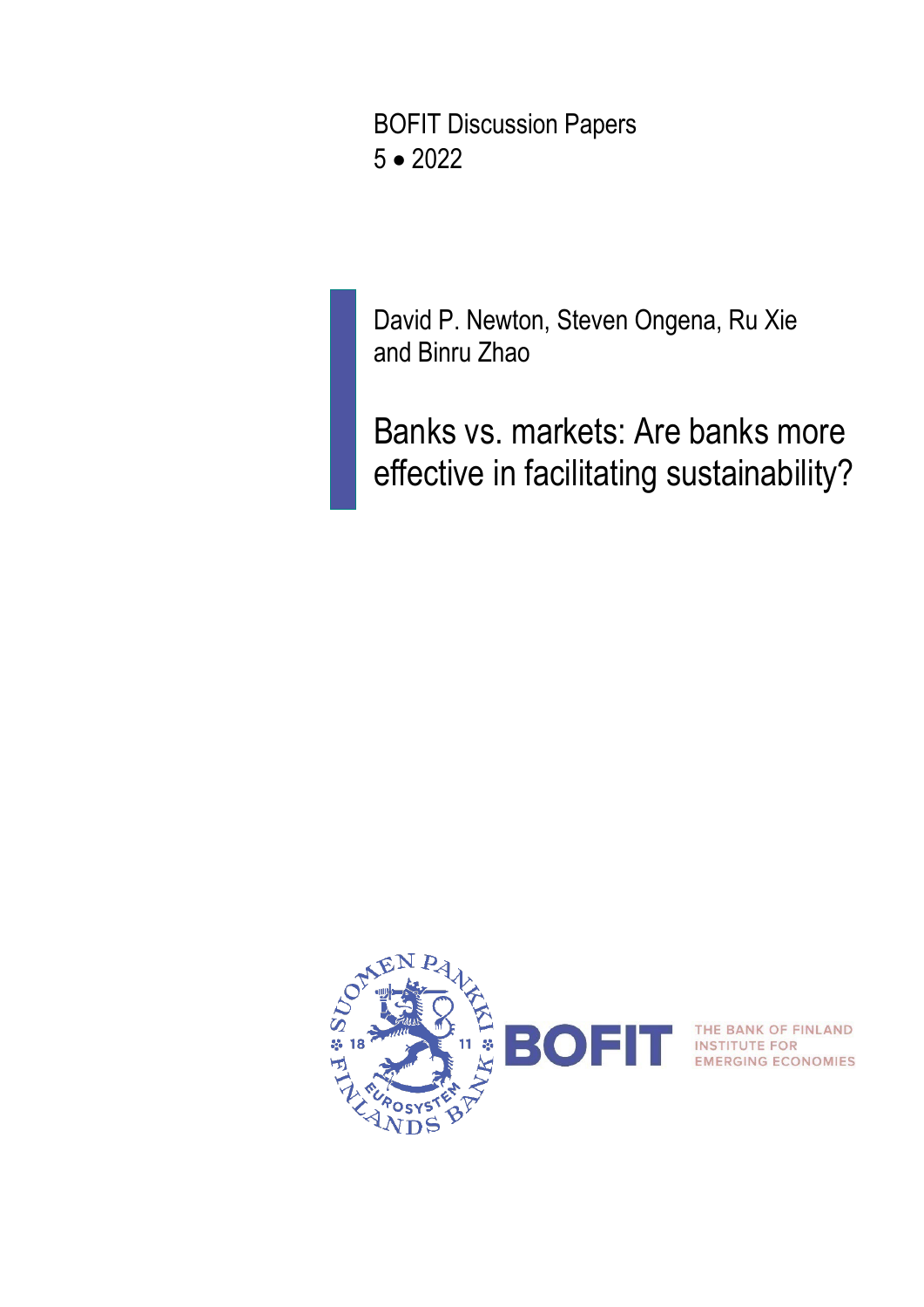BOFIT Discussion Papers
5 • 2022

David P. Newton, Steven Ongena, Ru Xie and Binru Zhao

# Banks vs. markets: Are banks more effective in facilitating sustainability?

SUOMEN PANKKI • FINLANDS BANK • EUROSYSTEM

BOFIT THE BANK OF FINLAND INSTITUTE FOR EMERGING ECONOMIES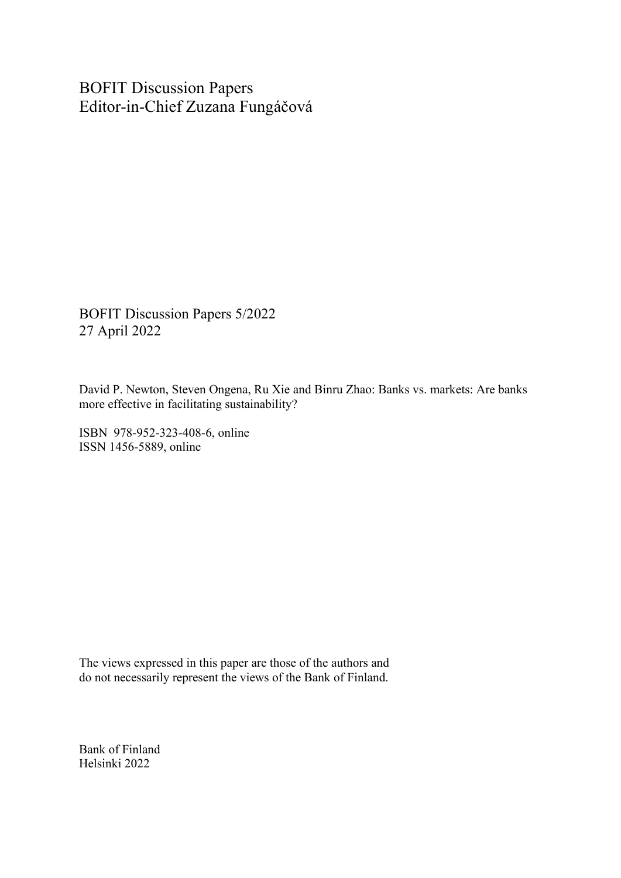BOFIT Discussion Papers
Editor-in-Chief Zuzana Fungáčová

BOFIT Discussion Papers 5/2022
27 April 2022

David P. Newton, Steven Ongena, Ru Xie and Binru Zhao: Banks vs. markets: Are banks more effective in facilitating sustainability?

ISBN 978-952-323-408-6, online
ISSN 1456-5889, online

The views expressed in this paper are those of the authors and do not necessarily represent the views of the Bank of Finland.

Bank of Finland
Helsinki 2022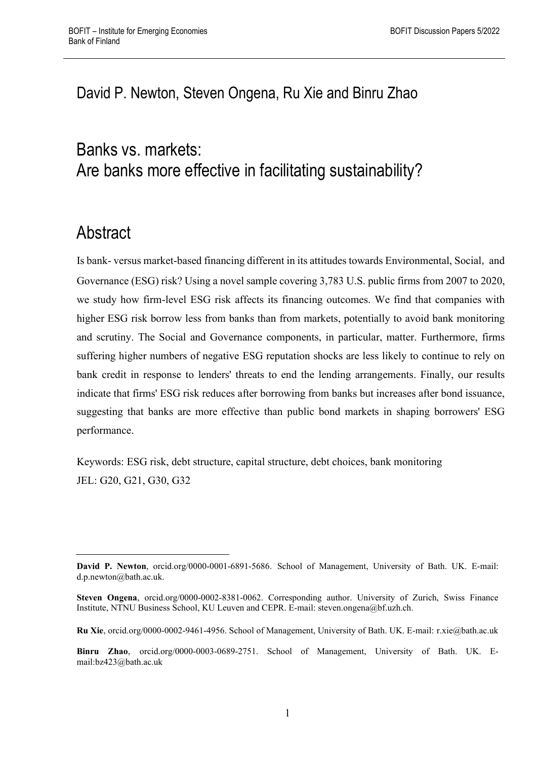David P. Newton, Steven Ongena, Ru Xie and Binru Zhao

# Banks vs. markets: Are banks more effective in facilitating sustainability?

## Abstract

Is bank- versus market-based financing different in its attitudes towards Environmental, Social, and Governance (ESG) risk? Using a novel sample covering 3,783 U.S. public firms from 2007 to 2020, we study how firm-level ESG risk affects its financing outcomes. We find that companies with higher ESG risk borrow less from banks than from markets, potentially to avoid bank monitoring and scrutiny. The Social and Governance components, in particular, matter. Furthermore, firms suffering higher numbers of negative ESG reputation shocks are less likely to continue to rely on bank credit in response to lenders' threats to end the lending arrangements. Finally, our results indicate that firms' ESG risk reduces after borrowing from banks but increases after bond issuance, suggesting that banks are more effective than public bond markets in shaping borrowers' ESG performance.

Keywords: ESG risk, debt structure, capital structure, debt choices, bank monitoring

JEL: G20, G21, G30, G32

---

**David P. Newton**, orcid.org/0000-0001-6891-5686. School of Management, University of Bath. UK. E-mail: d.p.newton@bath.ac.uk.

**Steven Ongena**, orcid.org/0000-0002-8381-0062. Corresponding author. University of Zurich, Swiss Finance Institute, NTNU Business School, KU Leuven and CEPR. E-mail: steven.ongena@bf.uzh.ch.

**Ru Xie**, orcid.org/0000-0002-9461-4956. School of Management, University of Bath. UK. E-mail: r.xie@bath.ac.uk

**Binru Zhao**, orcid.org/0000-0003-0689-2751. School of Management, University of Bath. UK. E-mail:bz423@bath.ac.uk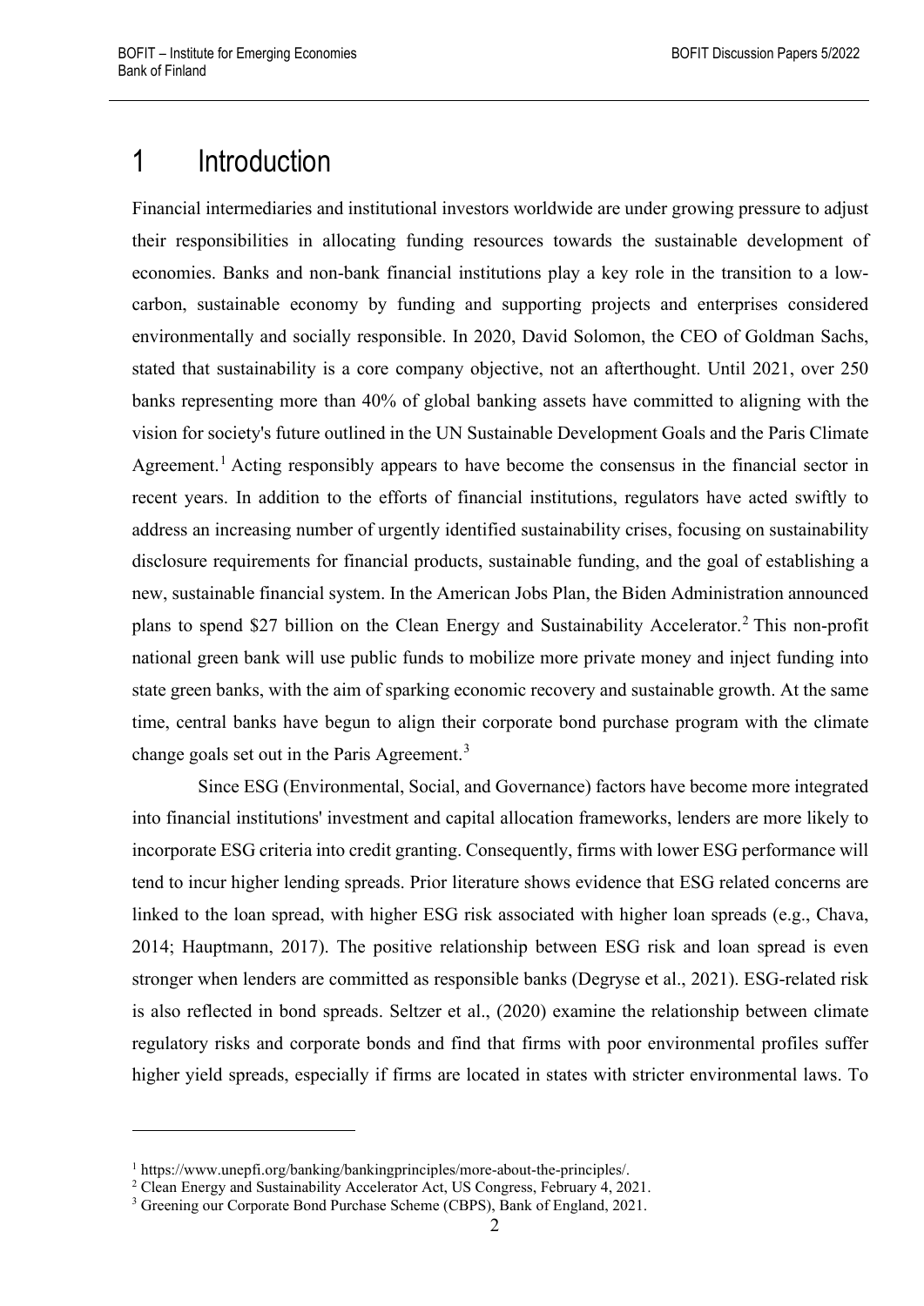# 1 Introduction

Financial intermediaries and institutional investors worldwide are under growing pressure to adjust their responsibilities in allocating funding resources towards the sustainable development of economies. Banks and non-bank financial institutions play a key role in the transition to a low-carbon, sustainable economy by funding and supporting projects and enterprises considered environmentally and socially responsible. In 2020, David Solomon, the CEO of Goldman Sachs, stated that sustainability is a core company objective, not an afterthought. Until 2021, over 250 banks representing more than 40% of global banking assets have committed to aligning with the vision for society's future outlined in the UN Sustainable Development Goals and the Paris Climate Agreement.[1] Acting responsibly appears to have become the consensus in the financial sector in recent years. In addition to the efforts of financial institutions, regulators have acted swiftly to address an increasing number of urgently identified sustainability crises, focusing on sustainability disclosure requirements for financial products, sustainable funding, and the goal of establishing a new, sustainable financial system. In the American Jobs Plan, the Biden Administration announced plans to spend $27 billion on the Clean Energy and Sustainability Accelerator.[2] This non-profit national green bank will use public funds to mobilize more private money and inject funding into state green banks, with the aim of sparking economic recovery and sustainable growth. At the same time, central banks have begun to align their corporate bond purchase program with the climate change goals set out in the Paris Agreement.[3]

Since ESG (Environmental, Social, and Governance) factors have become more integrated into financial institutions' investment and capital allocation frameworks, lenders are more likely to incorporate ESG criteria into credit granting. Consequently, firms with lower ESG performance will tend to incur higher lending spreads. Prior literature shows evidence that ESG related concerns are linked to the loan spread, with higher ESG risk associated with higher loan spreads (e.g., Chava, 2014; Hauptmann, 2017). The positive relationship between ESG risk and loan spread is even stronger when lenders are committed as responsible banks (Degryse et al., 2021). ESG-related risk is also reflected in bond spreads. Seltzer et al., (2020) examine the relationship between climate regulatory risks and corporate bonds and find that firms with poor environmental profiles suffer higher yield spreads, especially if firms are located in states with stricter environmental laws. To

[1] https://www.unepfi.org/banking/bankingprinciples/more-about-the-principles/.

[2] Clean Energy and Sustainability Accelerator Act, US Congress, February 4, 2021.

[3] Greening our Corporate Bond Purchase Scheme (CBPS), Bank of England, 2021.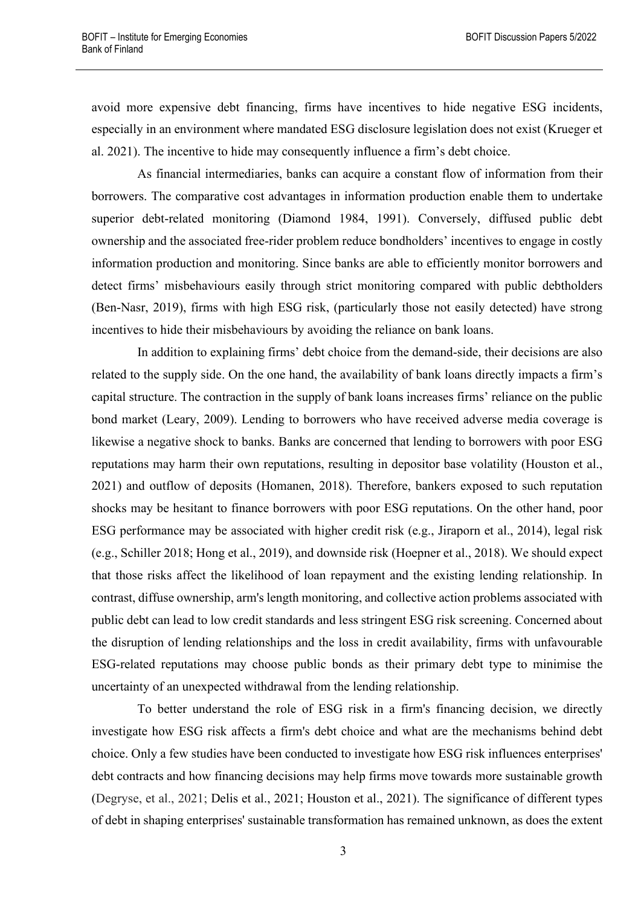avoid more expensive debt financing, firms have incentives to hide negative ESG incidents, especially in an environment where mandated ESG disclosure legislation does not exist (Krueger et al. 2021). The incentive to hide may consequently influence a firm's debt choice.

As financial intermediaries, banks can acquire a constant flow of information from their borrowers. The comparative cost advantages in information production enable them to undertake superior debt-related monitoring (Diamond 1984, 1991). Conversely, diffused public debt ownership and the associated free-rider problem reduce bondholders' incentives to engage in costly information production and monitoring. Since banks are able to efficiently monitor borrowers and detect firms' misbehaviours easily through strict monitoring compared with public debtholders (Ben-Nasr, 2019), firms with high ESG risk, (particularly those not easily detected) have strong incentives to hide their misbehaviours by avoiding the reliance on bank loans.

In addition to explaining firms' debt choice from the demand-side, their decisions are also related to the supply side. On the one hand, the availability of bank loans directly impacts a firm's capital structure. The contraction in the supply of bank loans increases firms' reliance on the public bond market (Leary, 2009). Lending to borrowers who have received adverse media coverage is likewise a negative shock to banks. Banks are concerned that lending to borrowers with poor ESG reputations may harm their own reputations, resulting in depositor base volatility (Houston et al., 2021) and outflow of deposits (Homanen, 2018). Therefore, bankers exposed to such reputation shocks may be hesitant to finance borrowers with poor ESG reputations. On the other hand, poor ESG performance may be associated with higher credit risk (e.g., Jiraporn et al., 2014), legal risk (e.g., Schiller 2018; Hong et al., 2019), and downside risk (Hoepner et al., 2018). We should expect that those risks affect the likelihood of loan repayment and the existing lending relationship. In contrast, diffuse ownership, arm's length monitoring, and collective action problems associated with public debt can lead to low credit standards and less stringent ESG risk screening. Concerned about the disruption of lending relationships and the loss in credit availability, firms with unfavourable ESG-related reputations may choose public bonds as their primary debt type to minimise the uncertainty of an unexpected withdrawal from the lending relationship.

To better understand the role of ESG risk in a firm's financing decision, we directly investigate how ESG risk affects a firm's debt choice and what are the mechanisms behind debt choice. Only a few studies have been conducted to investigate how ESG risk influences enterprises' debt contracts and how financing decisions may help firms move towards more sustainable growth (Degryse, et al., 2021; Delis et al., 2021; Houston et al., 2021). The significance of different types of debt in shaping enterprises' sustainable transformation has remained unknown, as does the extent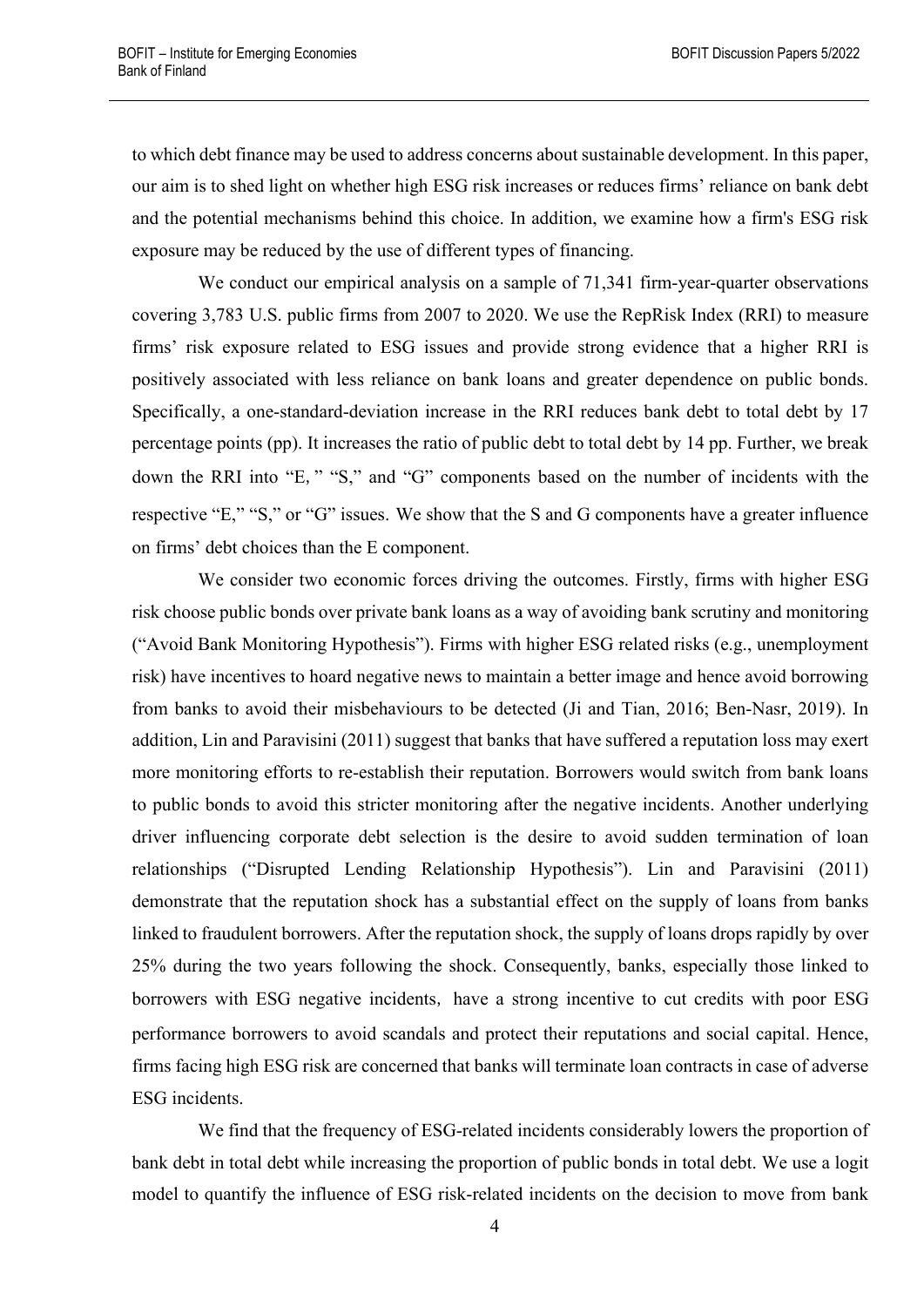to which debt finance may be used to address concerns about sustainable development. In this paper, our aim is to shed light on whether high ESG risk increases or reduces firms' reliance on bank debt and the potential mechanisms behind this choice. In addition, we examine how a firm's ESG risk exposure may be reduced by the use of different types of financing.

We conduct our empirical analysis on a sample of 71,341 firm-year-quarter observations covering 3,783 U.S. public firms from 2007 to 2020. We use the RepRisk Index (RRI) to measure firms' risk exposure related to ESG issues and provide strong evidence that a higher RRI is positively associated with less reliance on bank loans and greater dependence on public bonds. Specifically, a one-standard-deviation increase in the RRI reduces bank debt to total debt by 17 percentage points (pp). It increases the ratio of public debt to total debt by 14 pp. Further, we break down the RRI into "E, " "S," and "G" components based on the number of incidents with the respective "E," "S," or "G" issues. We show that the S and G components have a greater influence on firms' debt choices than the E component.

We consider two economic forces driving the outcomes. Firstly, firms with higher ESG risk choose public bonds over private bank loans as a way of avoiding bank scrutiny and monitoring ("Avoid Bank Monitoring Hypothesis"). Firms with higher ESG related risks (e.g., unemployment risk) have incentives to hoard negative news to maintain a better image and hence avoid borrowing from banks to avoid their misbehaviours to be detected (Ji and Tian, 2016; Ben-Nasr, 2019). In addition, Lin and Paravisini (2011) suggest that banks that have suffered a reputation loss may exert more monitoring efforts to re-establish their reputation. Borrowers would switch from bank loans to public bonds to avoid this stricter monitoring after the negative incidents. Another underlying driver influencing corporate debt selection is the desire to avoid sudden termination of loan relationships ("Disrupted Lending Relationship Hypothesis"). Lin and Paravisini (2011) demonstrate that the reputation shock has a substantial effect on the supply of loans from banks linked to fraudulent borrowers. After the reputation shock, the supply of loans drops rapidly by over 25% during the two years following the shock. Consequently, banks, especially those linked to borrowers with ESG negative incidents, have a strong incentive to cut credits with poor ESG performance borrowers to avoid scandals and protect their reputations and social capital. Hence, firms facing high ESG risk are concerned that banks will terminate loan contracts in case of adverse ESG incidents.

We find that the frequency of ESG-related incidents considerably lowers the proportion of bank debt in total debt while increasing the proportion of public bonds in total debt. We use a logit model to quantify the influence of ESG risk-related incidents on the decision to move from bank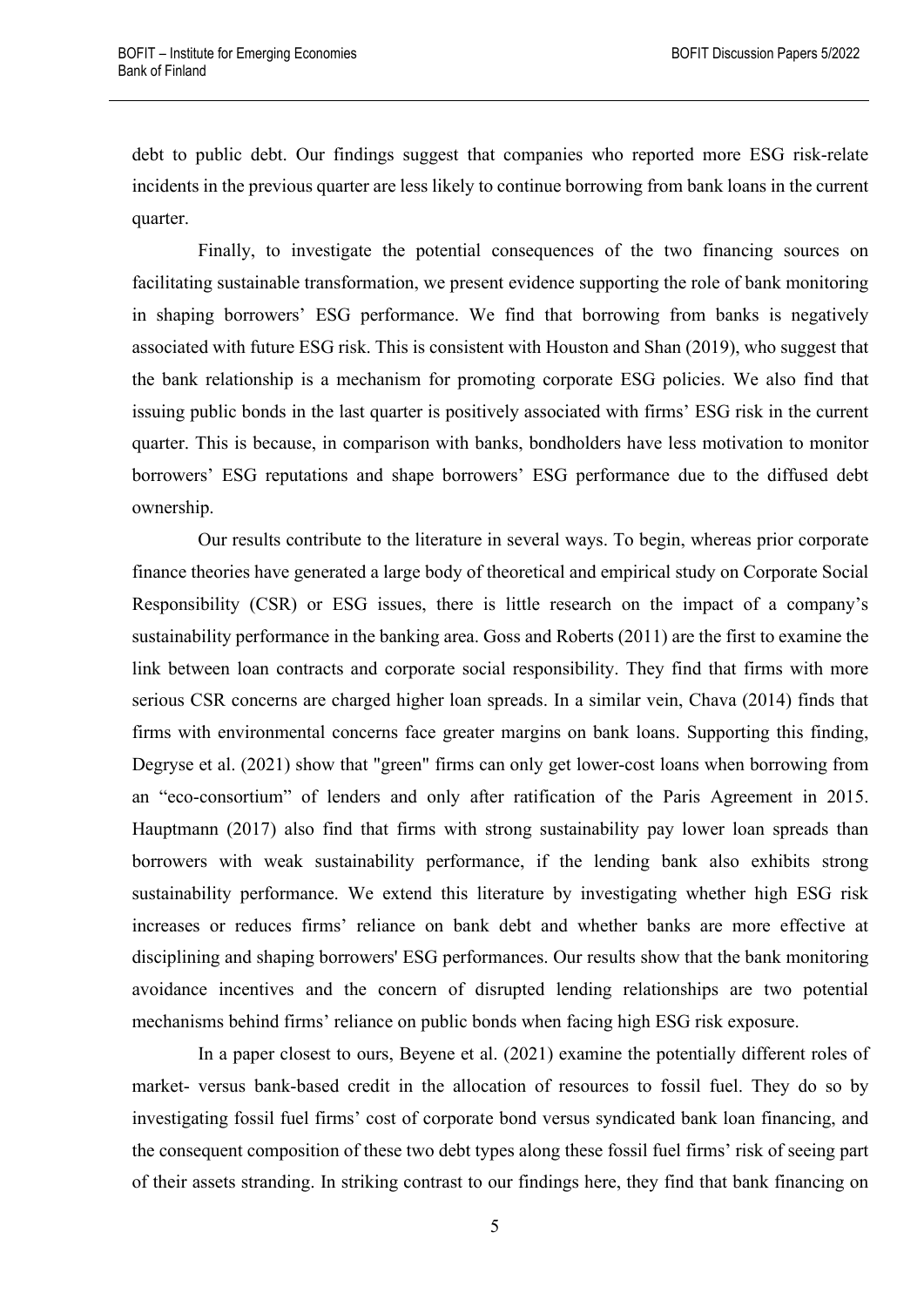debt to public debt. Our findings suggest that companies who reported more ESG risk-relate incidents in the previous quarter are less likely to continue borrowing from bank loans in the current quarter.

Finally, to investigate the potential consequences of the two financing sources on facilitating sustainable transformation, we present evidence supporting the role of bank monitoring in shaping borrowers' ESG performance. We find that borrowing from banks is negatively associated with future ESG risk. This is consistent with Houston and Shan (2019), who suggest that the bank relationship is a mechanism for promoting corporate ESG policies. We also find that issuing public bonds in the last quarter is positively associated with firms' ESG risk in the current quarter. This is because, in comparison with banks, bondholders have less motivation to monitor borrowers' ESG reputations and shape borrowers' ESG performance due to the diffused debt ownership.

Our results contribute to the literature in several ways. To begin, whereas prior corporate finance theories have generated a large body of theoretical and empirical study on Corporate Social Responsibility (CSR) or ESG issues, there is little research on the impact of a company's sustainability performance in the banking area. Goss and Roberts (2011) are the first to examine the link between loan contracts and corporate social responsibility. They find that firms with more serious CSR concerns are charged higher loan spreads. In a similar vein, Chava (2014) finds that firms with environmental concerns face greater margins on bank loans. Supporting this finding, Degryse et al. (2021) show that "green" firms can only get lower-cost loans when borrowing from an "eco-consortium" of lenders and only after ratification of the Paris Agreement in 2015. Hauptmann (2017) also find that firms with strong sustainability pay lower loan spreads than borrowers with weak sustainability performance, if the lending bank also exhibits strong sustainability performance. We extend this literature by investigating whether high ESG risk increases or reduces firms' reliance on bank debt and whether banks are more effective at disciplining and shaping borrowers' ESG performances. Our results show that the bank monitoring avoidance incentives and the concern of disrupted lending relationships are two potential mechanisms behind firms' reliance on public bonds when facing high ESG risk exposure.

In a paper closest to ours, Beyene et al. (2021) examine the potentially different roles of market- versus bank-based credit in the allocation of resources to fossil fuel. They do so by investigating fossil fuel firms' cost of corporate bond versus syndicated bank loan financing, and the consequent composition of these two debt types along these fossil fuel firms' risk of seeing part of their assets stranding. In striking contrast to our findings here, they find that bank financing on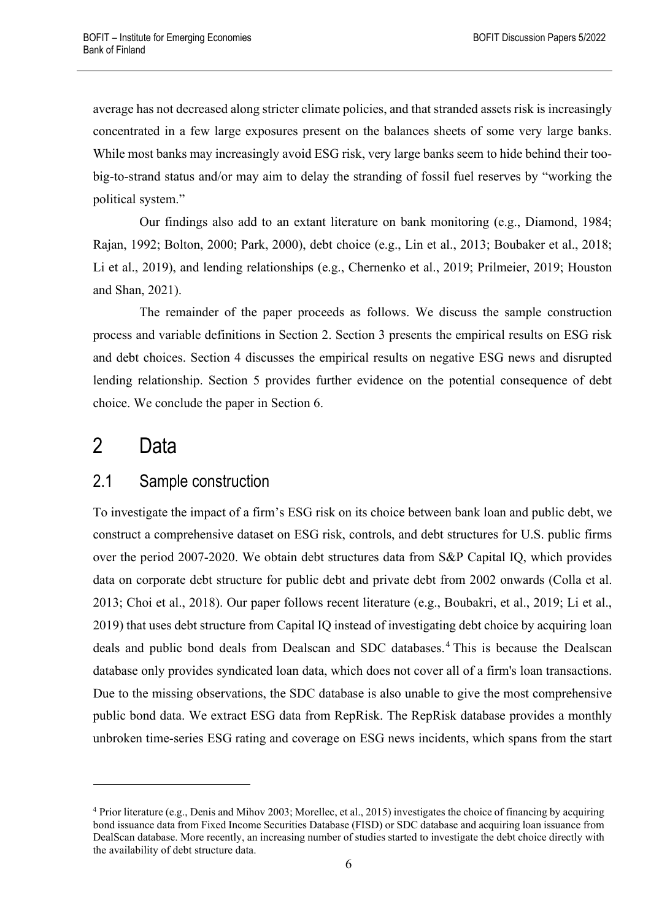average has not decreased along stricter climate policies, and that stranded assets risk is increasingly concentrated in a few large exposures present on the balances sheets of some very large banks. While most banks may increasingly avoid ESG risk, very large banks seem to hide behind their too-big-to-strand status and/or may aim to delay the stranding of fossil fuel reserves by "working the political system."

Our findings also add to an extant literature on bank monitoring (e.g., Diamond, 1984; Rajan, 1992; Bolton, 2000; Park, 2000), debt choice (e.g., Lin et al., 2013; Boubaker et al., 2018; Li et al., 2019), and lending relationships (e.g., Chernenko et al., 2019; Prilmeier, 2019; Houston and Shan, 2021).

The remainder of the paper proceeds as follows. We discuss the sample construction process and variable definitions in Section 2. Section 3 presents the empirical results on ESG risk and debt choices. Section 4 discusses the empirical results on negative ESG news and disrupted lending relationship. Section 5 provides further evidence on the potential consequence of debt choice. We conclude the paper in Section 6.

# 2 Data

## 2.1 Sample construction

To investigate the impact of a firm's ESG risk on its choice between bank loan and public debt, we construct a comprehensive dataset on ESG risk, controls, and debt structures for U.S. public firms over the period 2007-2020. We obtain debt structures data from S&P Capital IQ, which provides data on corporate debt structure for public debt and private debt from 2002 onwards (Colla et al. 2013; Choi et al., 2018). Our paper follows recent literature (e.g., Boubakri, et al., 2019; Li et al., 2019) that uses debt structure from Capital IQ instead of investigating debt choice by acquiring loan deals and public bond deals from Dealscan and SDC databases.[4] This is because the Dealscan database only provides syndicated loan data, which does not cover all of a firm's loan transactions. Due to the missing observations, the SDC database is also unable to give the most comprehensive public bond data. We extract ESG data from RepRisk. The RepRisk database provides a monthly unbroken time-series ESG rating and coverage on ESG news incidents, which spans from the start

[4] Prior literature (e.g., Denis and Mihov 2003; Morellec, et al., 2015) investigates the choice of financing by acquiring bond issuance data from Fixed Income Securities Database (FISD) or SDC database and acquiring loan issuance from DealScan database. More recently, an increasing number of studies started to investigate the debt choice directly with the availability of debt structure data.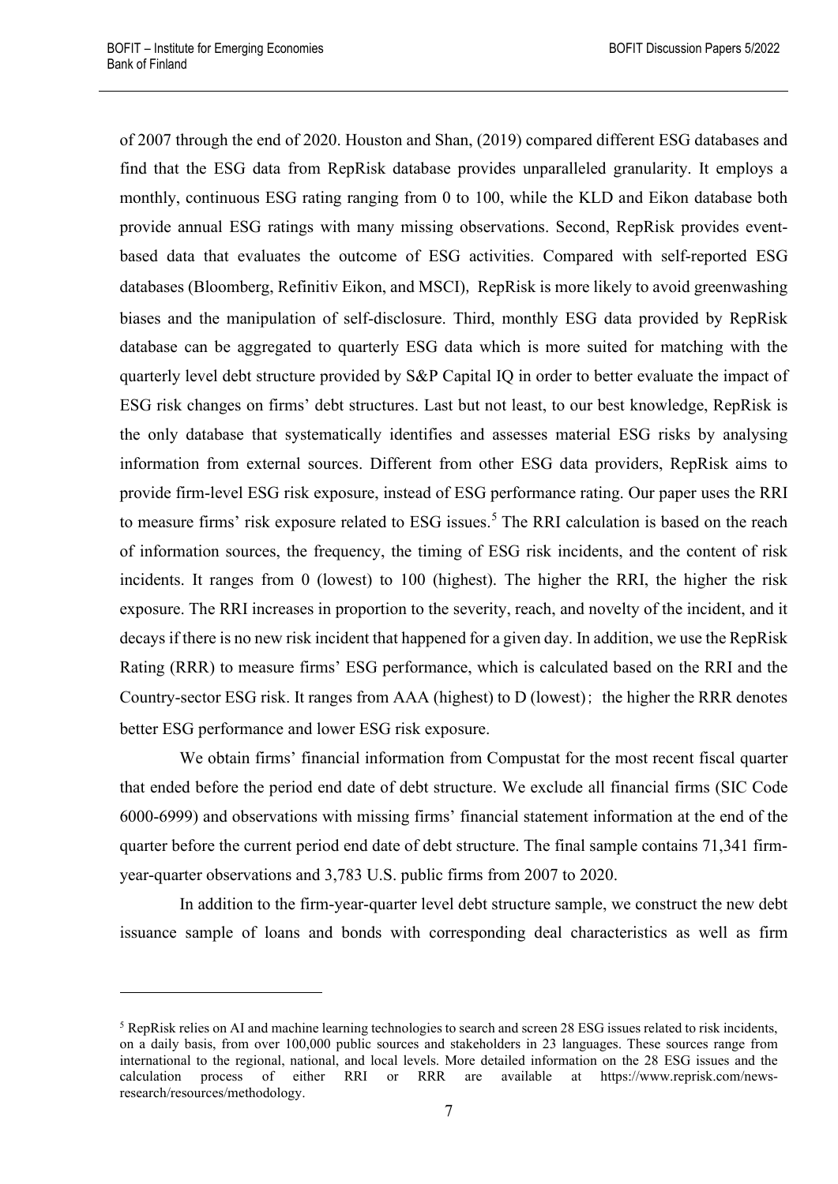of 2007 through the end of 2020. Houston and Shan, (2019) compared different ESG databases and find that the ESG data from RepRisk database provides unparalleled granularity. It employs a monthly, continuous ESG rating ranging from 0 to 100, while the KLD and Eikon database both provide annual ESG ratings with many missing observations. Second, RepRisk provides event-based data that evaluates the outcome of ESG activities. Compared with self-reported ESG databases (Bloomberg, Refinitiv Eikon, and MSCI), RepRisk is more likely to avoid greenwashing biases and the manipulation of self-disclosure. Third, monthly ESG data provided by RepRisk database can be aggregated to quarterly ESG data which is more suited for matching with the quarterly level debt structure provided by S&P Capital IQ in order to better evaluate the impact of ESG risk changes on firms' debt structures. Last but not least, to our best knowledge, RepRisk is the only database that systematically identifies and assesses material ESG risks by analysing information from external sources. Different from other ESG data providers, RepRisk aims to provide firm-level ESG risk exposure, instead of ESG performance rating. Our paper uses the RRI to measure firms' risk exposure related to ESG issues.[5] The RRI calculation is based on the reach of information sources, the frequency, the timing of ESG risk incidents, and the content of risk incidents. It ranges from 0 (lowest) to 100 (highest). The higher the RRI, the higher the risk exposure. The RRI increases in proportion to the severity, reach, and novelty of the incident, and it decays if there is no new risk incident that happened for a given day. In addition, we use the RepRisk Rating (RRR) to measure firms' ESG performance, which is calculated based on the RRI and the Country-sector ESG risk. It ranges from AAA (highest) to D (lowest); the higher the RRR denotes better ESG performance and lower ESG risk exposure.

We obtain firms' financial information from Compustat for the most recent fiscal quarter that ended before the period end date of debt structure. We exclude all financial firms (SIC Code 6000-6999) and observations with missing firms' financial statement information at the end of the quarter before the current period end date of debt structure. The final sample contains 71,341 firm-year-quarter observations and 3,783 U.S. public firms from 2007 to 2020.

In addition to the firm-year-quarter level debt structure sample, we construct the new debt issuance sample of loans and bonds with corresponding deal characteristics as well as firm

---

[5] RepRisk relies on AI and machine learning technologies to search and screen 28 ESG issues related to risk incidents, on a daily basis, from over 100,000 public sources and stakeholders in 23 languages. These sources range from international to the regional, national, and local levels. More detailed information on the 28 ESG issues and the calculation process of either RRI or RRR are available at https://www.reprisk.com/news-research/resources/methodology.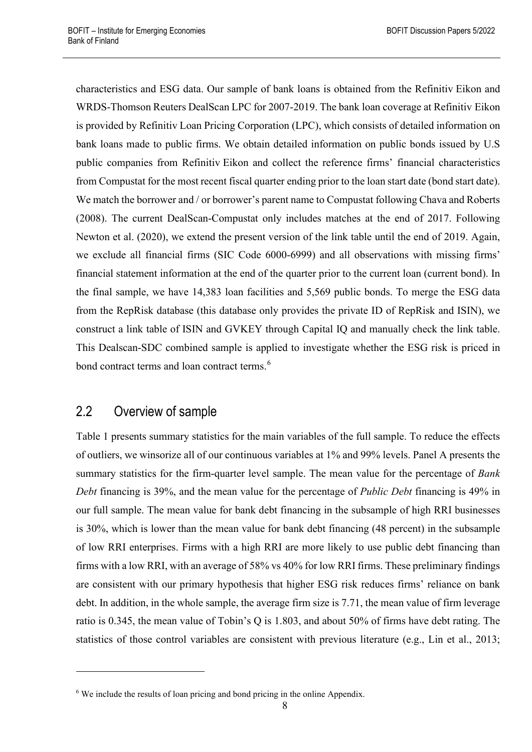characteristics and ESG data. Our sample of bank loans is obtained from the Refinitiv Eikon and WRDS-Thomson Reuters DealScan LPC for 2007-2019. The bank loan coverage at Refinitiv Eikon is provided by Refinitiv Loan Pricing Corporation (LPC), which consists of detailed information on bank loans made to public firms. We obtain detailed information on public bonds issued by U.S public companies from Refinitiv Eikon and collect the reference firms' financial characteristics from Compustat for the most recent fiscal quarter ending prior to the loan start date (bond start date). We match the borrower and / or borrower's parent name to Compustat following Chava and Roberts (2008). The current DealScan-Compustat only includes matches at the end of 2017. Following Newton et al. (2020), we extend the present version of the link table until the end of 2019. Again, we exclude all financial firms (SIC Code 6000-6999) and all observations with missing firms' financial statement information at the end of the quarter prior to the current loan (current bond). In the final sample, we have 14,383 loan facilities and 5,569 public bonds. To merge the ESG data from the RepRisk database (this database only provides the private ID of RepRisk and ISIN), we construct a link table of ISIN and GVKEY through Capital IQ and manually check the link table. This Dealscan-SDC combined sample is applied to investigate whether the ESG risk is priced in bond contract terms and loan contract terms.[6]

## 2.2 Overview of sample

Table 1 presents summary statistics for the main variables of the full sample. To reduce the effects of outliers, we winsorize all of our continuous variables at 1% and 99% levels. Panel A presents the summary statistics for the firm-quarter level sample. The mean value for the percentage of *Bank Debt* financing is 39%, and the mean value for the percentage of *Public Debt* financing is 49% in our full sample. The mean value for bank debt financing in the subsample of high RRI businesses is 30%, which is lower than the mean value for bank debt financing (48 percent) in the subsample of low RRI enterprises. Firms with a high RRI are more likely to use public debt financing than firms with a low RRI, with an average of 58% vs 40% for low RRI firms. These preliminary findings are consistent with our primary hypothesis that higher ESG risk reduces firms' reliance on bank debt. In addition, in the whole sample, the average firm size is 7.71, the mean value of firm leverage ratio is 0.345, the mean value of Tobin's Q is 1.803, and about 50% of firms have debt rating. The statistics of those control variables are consistent with previous literature (e.g., Lin et al., 2013;

[6] We include the results of loan pricing and bond pricing in the online Appendix.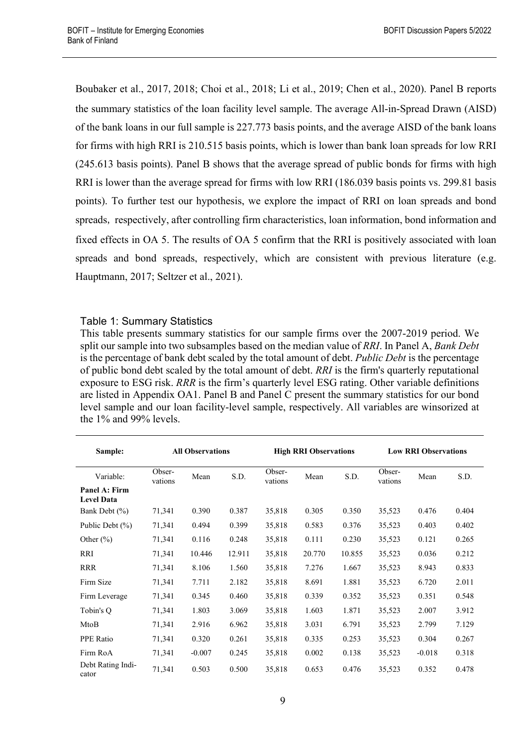Boubaker et al., 2017, 2018; Choi et al., 2018; Li et al., 2019; Chen et al., 2020). Panel B reports the summary statistics of the loan facility level sample. The average All-in-Spread Drawn (AISD) of the bank loans in our full sample is 227.773 basis points, and the average AISD of the bank loans for firms with high RRI is 210.515 basis points, which is lower than bank loan spreads for low RRI (245.613 basis points). Panel B shows that the average spread of public bonds for firms with high RRI is lower than the average spread for firms with low RRI (186.039 basis points vs. 299.81 basis points). To further test our hypothesis, we explore the impact of RRI on loan spreads and bond spreads, respectively, after controlling firm characteristics, loan information, bond information and fixed effects in OA 5. The results of OA 5 confirm that the RRI is positively associated with loan spreads and bond spreads, respectively, which are consistent with previous literature (e.g. Hauptmann, 2017; Seltzer et al., 2021).

Table 1: Summary Statistics

This table presents summary statistics for our sample firms over the 2007-2019 period. We split our sample into two subsamples based on the median value of *RRI*. In Panel A, *Bank Debt* is the percentage of bank debt scaled by the total amount of debt. *Public Debt* is the percentage of public bond debt scaled by the total amount of debt. *RRI* is the firm's quarterly reputational exposure to ESG risk. *RRR* is the firm's quarterly level ESG rating. Other variable definitions are listed in Appendix OA1. Panel B and Panel C present the summary statistics for our bond level sample and our loan facility-level sample, respectively. All variables are winsorized at the 1% and 99% levels.

| Sample: | All Observations | | | High RRI Observations | | | Low RRI Observations | | |
|---|---|---|---|---|---|---|---|---|---|
| Variable: | Observations | Mean | S.D. | Observations | Mean | S.D. | Observations | Mean | S.D. |
| **Panel A: Firm Level Data** | | | | | | | | | |
| Bank Debt (%) | 71,341 | 0.390 | 0.387 | 35,818 | 0.305 | 0.350 | 35,523 | 0.476 | 0.404 |
| Public Debt (%) | 71,341 | 0.494 | 0.399 | 35,818 | 0.583 | 0.376 | 35,523 | 0.403 | 0.402 |
| Other (%) | 71,341 | 0.116 | 0.248 | 35,818 | 0.111 | 0.230 | 35,523 | 0.121 | 0.265 |
| RRI | 71,341 | 10.446 | 12.911 | 35,818 | 20.770 | 10.855 | 35,523 | 0.036 | 0.212 |
| RRR | 71,341 | 8.106 | 1.560 | 35,818 | 7.276 | 1.667 | 35,523 | 8.943 | 0.833 |
| Firm Size | 71,341 | 7.711 | 2.182 | 35,818 | 8.691 | 1.881 | 35,523 | 6.720 | 2.011 |
| Firm Leverage | 71,341 | 0.345 | 0.460 | 35,818 | 0.339 | 0.352 | 35,523 | 0.351 | 0.548 |
| Tobin's Q | 71,341 | 1.803 | 3.069 | 35,818 | 1.603 | 1.871 | 35,523 | 2.007 | 3.912 |
| MtoB | 71,341 | 2.916 | 6.962 | 35,818 | 3.031 | 6.791 | 35,523 | 2.799 | 7.129 |
| PPE Ratio | 71,341 | 0.320 | 0.261 | 35,818 | 0.335 | 0.253 | 35,523 | 0.304 | 0.267 |
| Firm RoA | 71,341 | -0.007 | 0.245 | 35,818 | 0.002 | 0.138 | 35,523 | -0.018 | 0.318 |
| Debt Rating Indicator | 71,341 | 0.503 | 0.500 | 35,818 | 0.653 | 0.476 | 35,523 | 0.352 | 0.478 |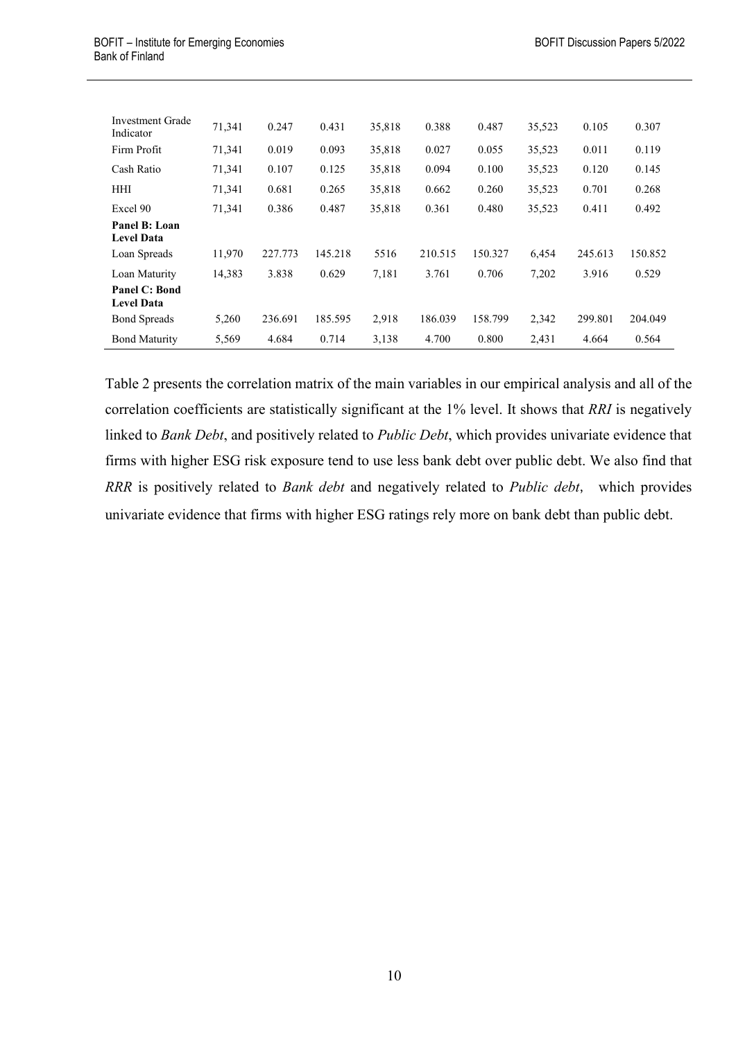| | | | | | | | | | |
|---|---|---|---|---|---|---|---|---|---|
| Investment Grade Indicator | 71,341 | 0.247 | 0.431 | 35,818 | 0.388 | 0.487 | 35,523 | 0.105 | 0.307 |
| Firm Profit | 71,341 | 0.019 | 0.093 | 35,818 | 0.027 | 0.055 | 35,523 | 0.011 | 0.119 |
| Cash Ratio | 71,341 | 0.107 | 0.125 | 35,818 | 0.094 | 0.100 | 35,523 | 0.120 | 0.145 |
| HHI | 71,341 | 0.681 | 0.265 | 35,818 | 0.662 | 0.260 | 35,523 | 0.701 | 0.268 |
| Excel 90 | 71,341 | 0.386 | 0.487 | 35,818 | 0.361 | 0.480 | 35,523 | 0.411 | 0.492 |
| **Panel B: Loan Level Data** | | | | | | | | | |
| Loan Spreads | 11,970 | 227.773 | 145.218 | 5516 | 210.515 | 150.327 | 6,454 | 245.613 | 150.852 |
| Loan Maturity | 14,383 | 3.838 | 0.629 | 7,181 | 3.761 | 0.706 | 7,202 | 3.916 | 0.529 |
| **Panel C: Bond Level Data** | | | | | | | | | |
| Bond Spreads | 5,260 | 236.691 | 185.595 | 2,918 | 186.039 | 158.799 | 2,342 | 299.801 | 204.049 |
| Bond Maturity | 5,569 | 4.684 | 0.714 | 3,138 | 4.700 | 0.800 | 2,431 | 4.664 | 0.564 |

Table 2 presents the correlation matrix of the main variables in our empirical analysis and all of the correlation coefficients are statistically significant at the 1% level. It shows that *RRI* is negatively linked to *Bank Debt*, and positively related to *Public Debt*, which provides univariate evidence that firms with higher ESG risk exposure tend to use less bank debt over public debt. We also find that *RRR* is positively related to *Bank debt* and negatively related to *Public debt*, which provides univariate evidence that firms with higher ESG ratings rely more on bank debt than public debt.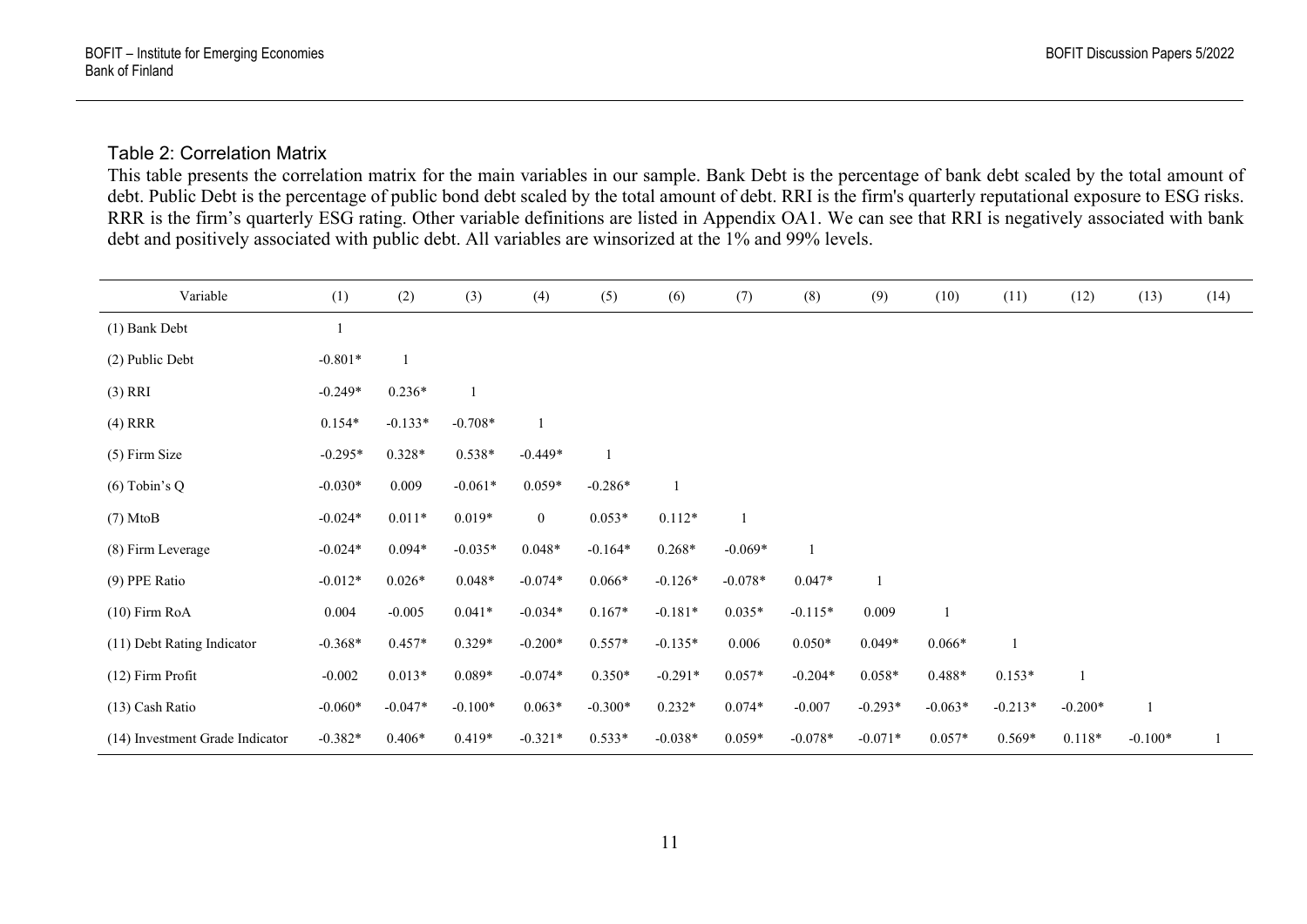### Table 2: Correlation Matrix

This table presents the correlation matrix for the main variables in our sample. Bank Debt is the percentage of bank debt scaled by the total amount of debt. Public Debt is the percentage of public bond debt scaled by the total amount of debt. RRI is the firm's quarterly reputational exposure to ESG risks. RRR is the firm's quarterly ESG rating. Other variable definitions are listed in Appendix OA1. We can see that RRI is negatively associated with bank debt and positively associated with public debt. All variables are winsorized at the 1% and 99% levels.

| Variable | (1) | (2) | (3) | (4) | (5) | (6) | (7) | (8) | (9) | (10) | (11) | (12) | (13) | (14) |
|---|---|---|---|---|---|---|---|---|---|---|---|---|---|---|
| (1) Bank Debt | 1 | | | | | | | | | | | | | |
| (2) Public Debt | -0.801* | 1 | | | | | | | | | | | | |
| (3) RRI | -0.249* | 0.236* | 1 | | | | | | | | | | | |
| (4) RRR | 0.154* | -0.133* | -0.708* | 1 | | | | | | | | | | |
| (5) Firm Size | -0.295* | 0.328* | 0.538* | -0.449* | 1 | | | | | | | | | |
| (6) Tobin's Q | -0.030* | 0.009 | -0.061* | 0.059* | -0.286* | 1 | | | | | | | | |
| (7) MtoB | -0.024* | 0.011* | 0.019* | 0 | 0.053* | 0.112* | 1 | | | | | | | |
| (8) Firm Leverage | -0.024* | 0.094* | -0.035* | 0.048* | -0.164* | 0.268* | -0.069* | 1 | | | | | | |
| (9) PPE Ratio | -0.012* | 0.026* | 0.048* | -0.074* | 0.066* | -0.126* | -0.078* | 0.047* | 1 | | | | | |
| (10) Firm RoA | 0.004 | -0.005 | 0.041* | -0.034* | 0.167* | -0.181* | 0.035* | -0.115* | 0.009 | 1 | | | | |
| (11) Debt Rating Indicator | -0.368* | 0.457* | 0.329* | -0.200* | 0.557* | -0.135* | 0.006 | 0.050* | 0.049* | 0.066* | 1 | | | |
| (12) Firm Profit | -0.002 | 0.013* | 0.089* | -0.074* | 0.350* | -0.291* | 0.057* | -0.204* | 0.058* | 0.488* | 0.153* | 1 | | |
| (13) Cash Ratio | -0.060* | -0.047* | -0.100* | 0.063* | -0.300* | 0.232* | 0.074* | -0.007 | -0.293* | -0.063* | -0.213* | -0.200* | 1 | |
| (14) Investment Grade Indicator | -0.382* | 0.406* | 0.419* | -0.321* | 0.533* | -0.038* | 0.059* | -0.078* | -0.071* | 0.057* | 0.569* | 0.118* | -0.100* | 1 |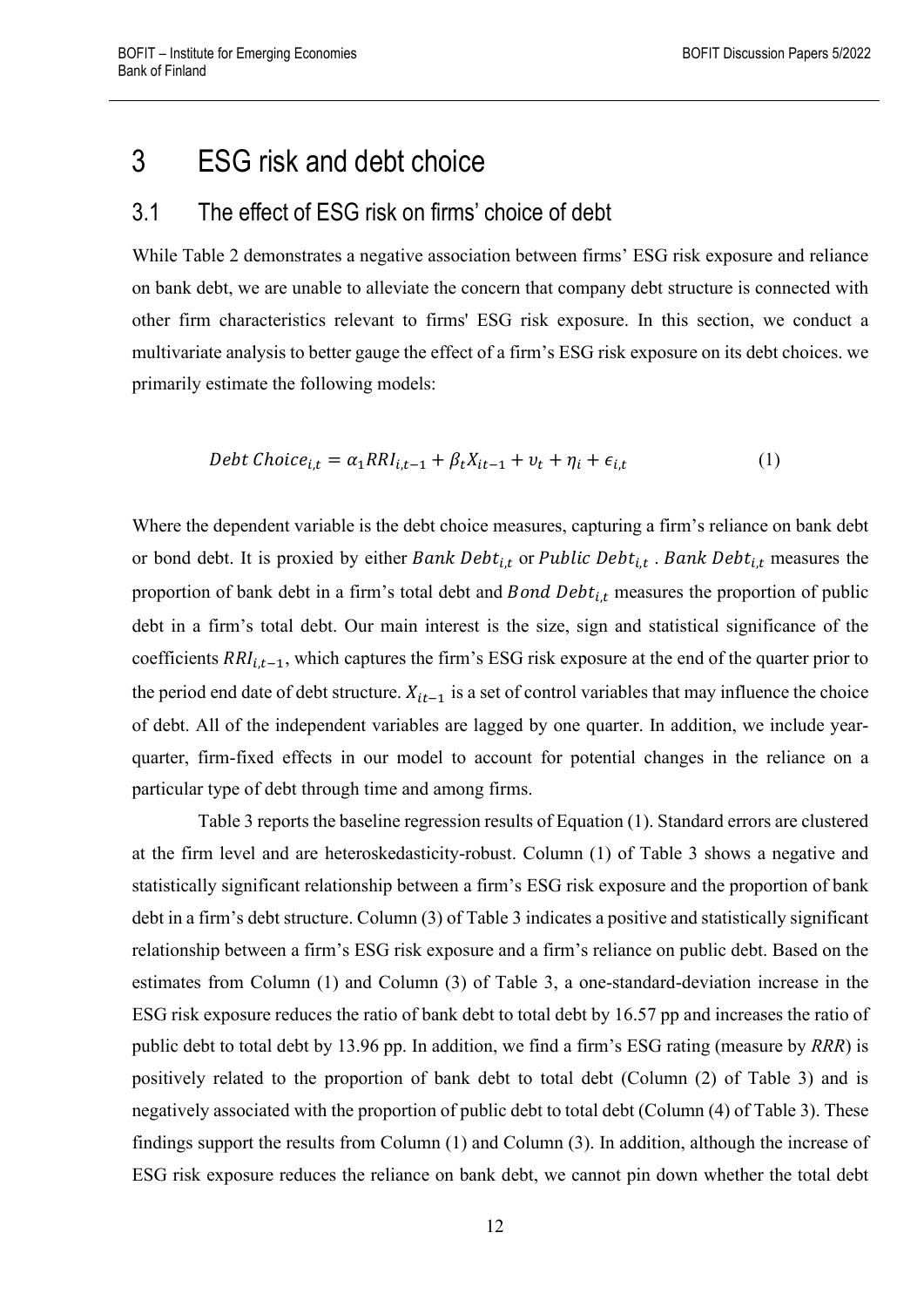# 3 ESG risk and debt choice

## 3.1 The effect of ESG risk on firms' choice of debt

While Table 2 demonstrates a negative association between firms' ESG risk exposure and reliance on bank debt, we are unable to alleviate the concern that company debt structure is connected with other firm characteristics relevant to firms' ESG risk exposure. In this section, we conduct a multivariate analysis to better gauge the effect of a firm's ESG risk exposure on its debt choices. we primarily estimate the following models:

$$Debt\ Choice_{i,t} = \alpha_1 RRI_{i,t-1} + \beta_t X_{it-1} + \upsilon_t + \eta_i + \epsilon_{i,t} \tag{1}$$

Where the dependent variable is the debt choice measures, capturing a firm's reliance on bank debt or bond debt. It is proxied by either $Bank\ Debt_{i,t}$ or $Public\ Debt_{i,t}$ . $Bank\ Debt_{i,t}$ measures the proportion of bank debt in a firm's total debt and $Bond\ Debt_{i,t}$ measures the proportion of public debt in a firm's total debt. Our main interest is the size, sign and statistical significance of the coefficients $RRI_{i,t-1}$, which captures the firm's ESG risk exposure at the end of the quarter prior to the period end date of debt structure. $X_{it-1}$ is a set of control variables that may influence the choice of debt. All of the independent variables are lagged by one quarter. In addition, we include year-quarter, firm-fixed effects in our model to account for potential changes in the reliance on a particular type of debt through time and among firms.

Table 3 reports the baseline regression results of Equation (1). Standard errors are clustered at the firm level and are heteroskedasticity-robust. Column (1) of Table 3 shows a negative and statistically significant relationship between a firm's ESG risk exposure and the proportion of bank debt in a firm's debt structure. Column (3) of Table 3 indicates a positive and statistically significant relationship between a firm's ESG risk exposure and a firm's reliance on public debt. Based on the estimates from Column (1) and Column (3) of Table 3, a one-standard-deviation increase in the ESG risk exposure reduces the ratio of bank debt to total debt by 16.57 pp and increases the ratio of public debt to total debt by 13.96 pp. In addition, we find a firm's ESG rating (measure by *RRR*) is positively related to the proportion of bank debt to total debt (Column (2) of Table 3) and is negatively associated with the proportion of public debt to total debt (Column (4) of Table 3). These findings support the results from Column (1) and Column (3). In addition, although the increase of ESG risk exposure reduces the reliance on bank debt, we cannot pin down whether the total debt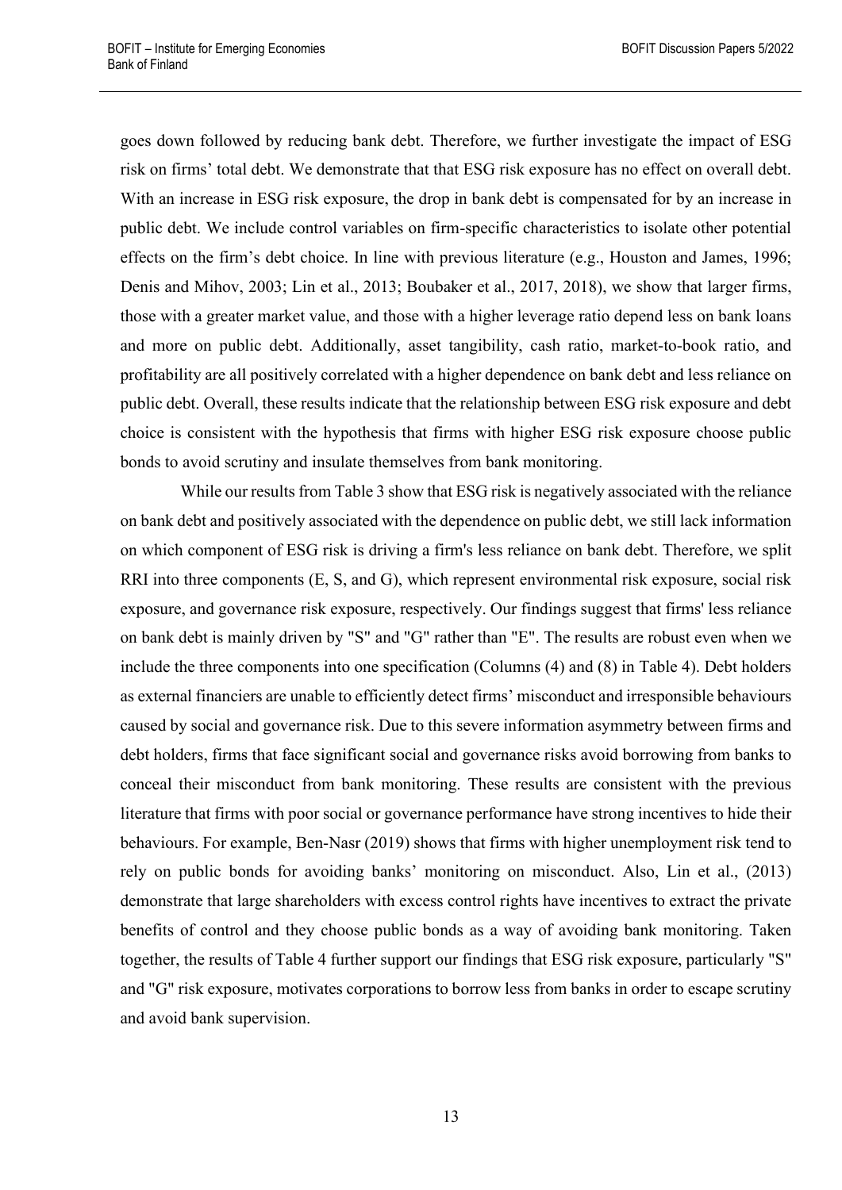goes down followed by reducing bank debt. Therefore, we further investigate the impact of ESG risk on firms' total debt. We demonstrate that that ESG risk exposure has no effect on overall debt. With an increase in ESG risk exposure, the drop in bank debt is compensated for by an increase in public debt. We include control variables on firm-specific characteristics to isolate other potential effects on the firm's debt choice. In line with previous literature (e.g., Houston and James, 1996; Denis and Mihov, 2003; Lin et al., 2013; Boubaker et al., 2017, 2018), we show that larger firms, those with a greater market value, and those with a higher leverage ratio depend less on bank loans and more on public debt. Additionally, asset tangibility, cash ratio, market-to-book ratio, and profitability are all positively correlated with a higher dependence on bank debt and less reliance on public debt. Overall, these results indicate that the relationship between ESG risk exposure and debt choice is consistent with the hypothesis that firms with higher ESG risk exposure choose public bonds to avoid scrutiny and insulate themselves from bank monitoring.

While our results from Table 3 show that ESG risk is negatively associated with the reliance on bank debt and positively associated with the dependence on public debt, we still lack information on which component of ESG risk is driving a firm's less reliance on bank debt. Therefore, we split RRI into three components (E, S, and G), which represent environmental risk exposure, social risk exposure, and governance risk exposure, respectively. Our findings suggest that firms' less reliance on bank debt is mainly driven by "S" and "G" rather than "E". The results are robust even when we include the three components into one specification (Columns (4) and (8) in Table 4). Debt holders as external financiers are unable to efficiently detect firms' misconduct and irresponsible behaviours caused by social and governance risk. Due to this severe information asymmetry between firms and debt holders, firms that face significant social and governance risks avoid borrowing from banks to conceal their misconduct from bank monitoring. These results are consistent with the previous literature that firms with poor social or governance performance have strong incentives to hide their behaviours. For example, Ben-Nasr (2019) shows that firms with higher unemployment risk tend to rely on public bonds for avoiding banks' monitoring on misconduct. Also, Lin et al., (2013) demonstrate that large shareholders with excess control rights have incentives to extract the private benefits of control and they choose public bonds as a way of avoiding bank monitoring. Taken together, the results of Table 4 further support our findings that ESG risk exposure, particularly "S" and "G" risk exposure, motivates corporations to borrow less from banks in order to escape scrutiny and avoid bank supervision.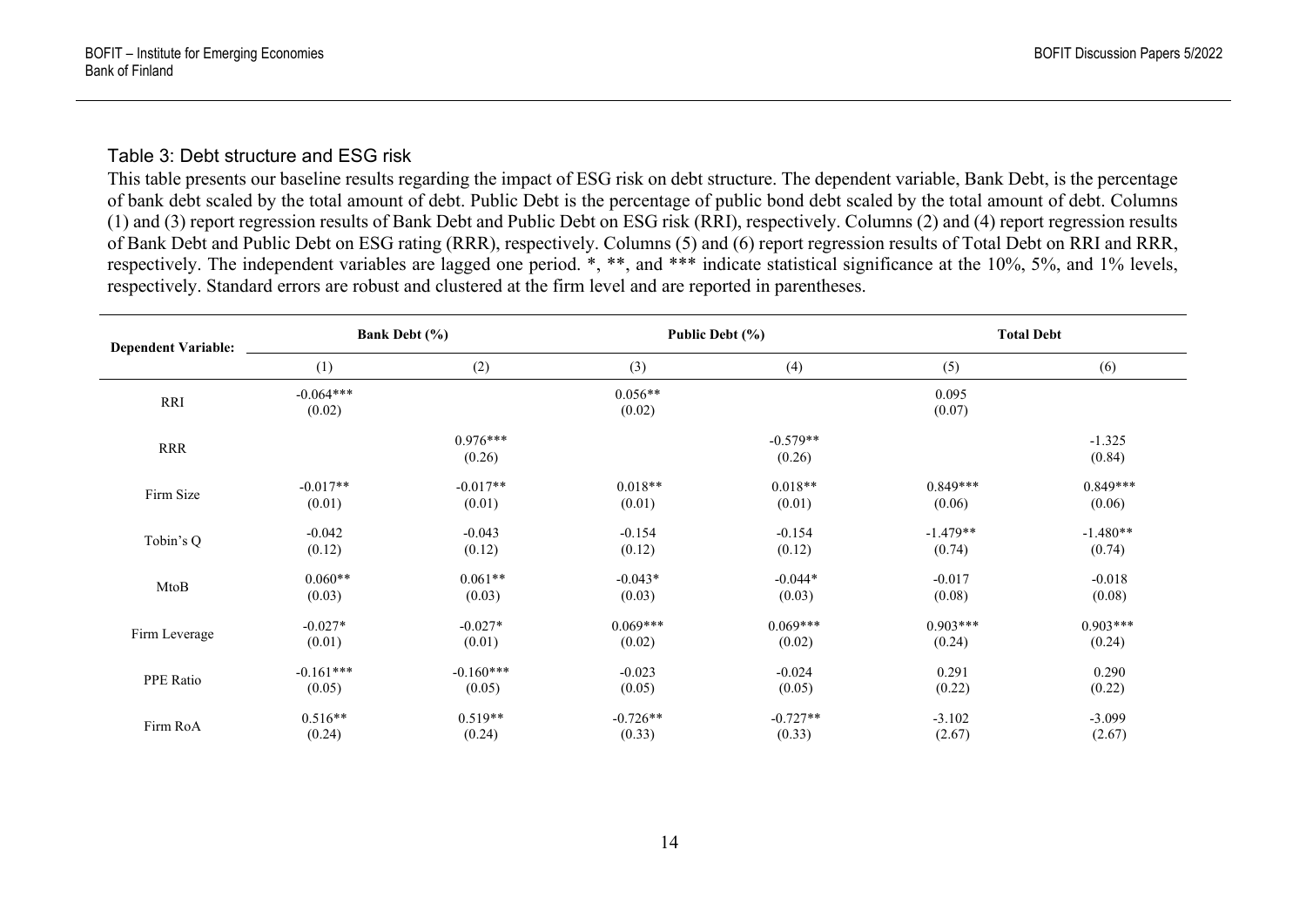### Table 3: Debt structure and ESG risk

This table presents our baseline results regarding the impact of ESG risk on debt structure. The dependent variable, Bank Debt, is the percentage of bank debt scaled by the total amount of debt. Public Debt is the percentage of public bond debt scaled by the total amount of debt. Columns (1) and (3) report regression results of Bank Debt and Public Debt on ESG risk (RRI), respectively. Columns (2) and (4) report regression results of Bank Debt and Public Debt on ESG rating (RRR), respectively. Columns (5) and (6) report regression results of Total Debt on RRI and RRR, respectively. The independent variables are lagged one period. *, **, and *** indicate statistical significance at the 10%, 5%, and 1% levels, respectively. Standard errors are robust and clustered at the firm level and are reported in parentheses.

| Dependent Variable: | Bank Debt (%) | | Public Debt (%) | | Total Debt | |
|---|---|---|---|---|---|---|
| | (1) | (2) | (3) | (4) | (5) | (6) |
| RRI | -0.064*** | | 0.056** | | 0.095 | |
| | (0.02) | | (0.02) | | (0.07) | |
| RRR | | 0.976*** | | -0.579** | | -1.325 |
| | | (0.26) | | (0.26) | | (0.84) |
| Firm Size | -0.017** | -0.017** | 0.018** | 0.018** | 0.849*** | 0.849*** |
| | (0.01) | (0.01) | (0.01) | (0.01) | (0.06) | (0.06) |
| Tobin's Q | -0.042 | -0.043 | -0.154 | -0.154 | -1.479** | -1.480** |
| | (0.12) | (0.12) | (0.12) | (0.12) | (0.74) | (0.74) |
| MtoB | 0.060** | 0.061** | -0.043* | -0.044* | -0.017 | -0.018 |
| | (0.03) | (0.03) | (0.03) | (0.03) | (0.08) | (0.08) |
| Firm Leverage | -0.027* | -0.027* | 0.069*** | 0.069*** | 0.903*** | 0.903*** |
| | (0.01) | (0.01) | (0.02) | (0.02) | (0.24) | (0.24) |
| PPE Ratio | -0.161*** | -0.160*** | -0.023 | -0.024 | 0.291 | 0.290 |
| | (0.05) | (0.05) | (0.05) | (0.05) | (0.22) | (0.22) |
| Firm RoA | 0.516** | 0.519** | -0.726** | -0.727** | -3.102 | -3.099 |
| | (0.24) | (0.24) | (0.33) | (0.33) | (2.67) | (2.67) |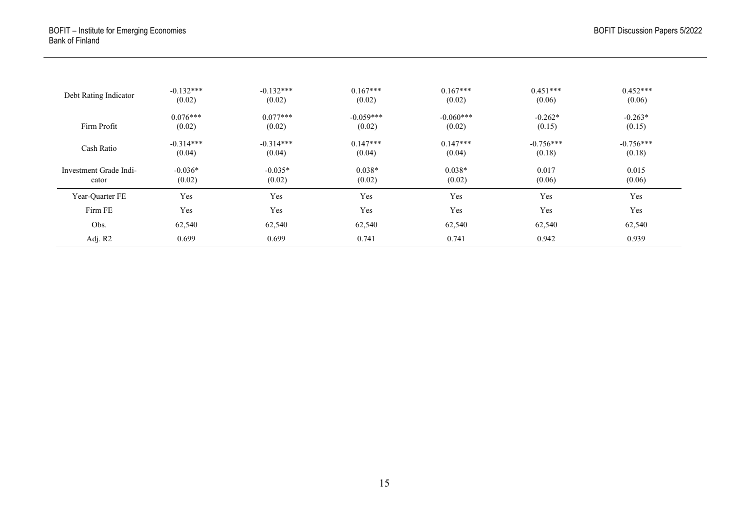| | | | | | | |
|---|---|---|---|---|---|---|
| Debt Rating Indicator | -0.132*** | -0.132*** | 0.167*** | 0.167*** | 0.451*** | 0.452*** |
| | (0.02) | (0.02) | (0.02) | (0.02) | (0.06) | (0.06) |
| Firm Profit | 0.076*** | 0.077*** | -0.059*** | -0.060*** | -0.262* | -0.263* |
| | (0.02) | (0.02) | (0.02) | (0.02) | (0.15) | (0.15) |
| Cash Ratio | -0.314*** | -0.314*** | 0.147*** | 0.147*** | -0.756*** | -0.756*** |
| | (0.04) | (0.04) | (0.04) | (0.04) | (0.18) | (0.18) |
| Investment Grade Indicator | -0.036* | -0.035* | 0.038* | 0.038* | 0.017 | 0.015 |
| | (0.02) | (0.02) | (0.02) | (0.02) | (0.06) | (0.06) |
| Year-Quarter FE | Yes | Yes | Yes | Yes | Yes | Yes |
| Firm FE | Yes | Yes | Yes | Yes | Yes | Yes |
| Obs. | 62,540 | 62,540 | 62,540 | 62,540 | 62,540 | 62,540 |
| Adj. R2 | 0.699 | 0.699 | 0.741 | 0.741 | 0.942 | 0.939 |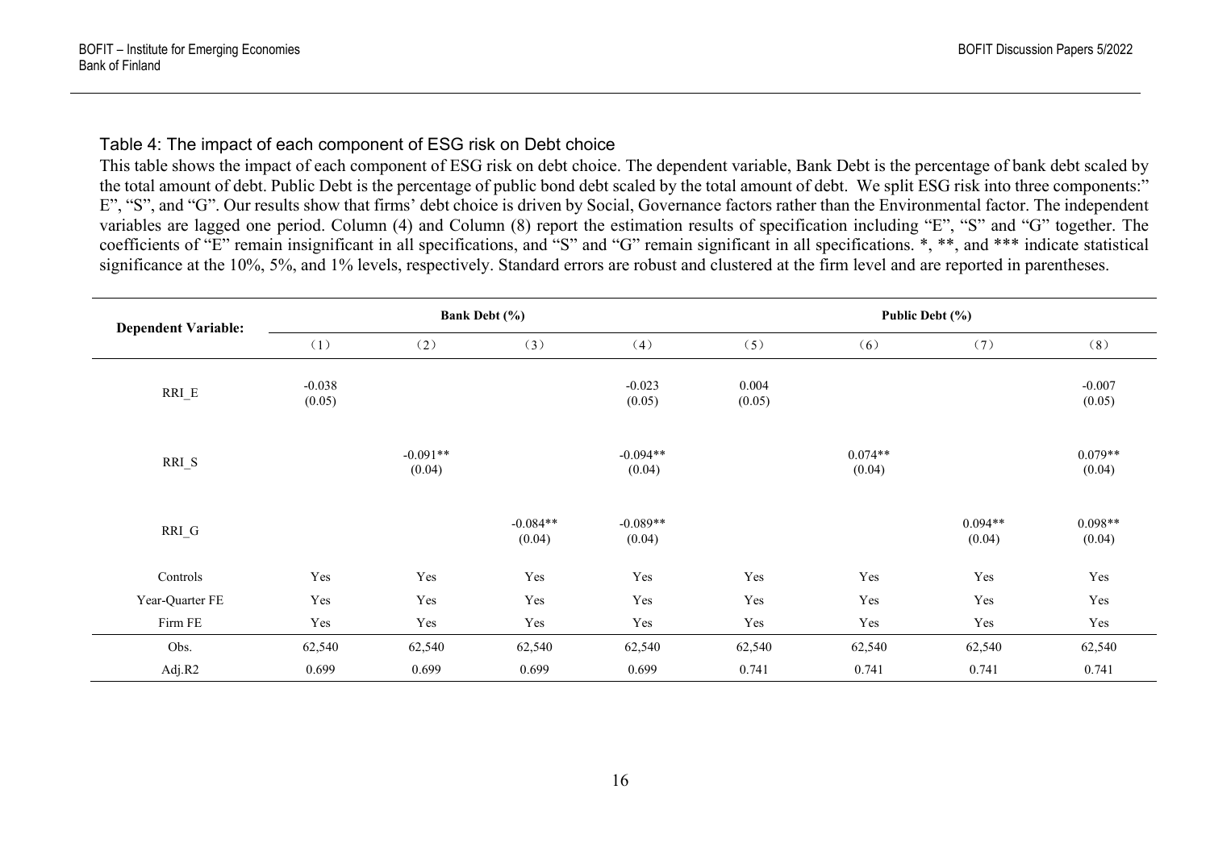Table 4: The impact of each component of ESG risk on Debt choice

This table shows the impact of each component of ESG risk on debt choice. The dependent variable, Bank Debt is the percentage of bank debt scaled by the total amount of debt. Public Debt is the percentage of public bond debt scaled by the total amount of debt. We split ESG risk into three components:" E", "S", and "G". Our results show that firms' debt choice is driven by Social, Governance factors rather than the Environmental factor. The independent variables are lagged one period. Column (4) and Column (8) report the estimation results of specification including "E", "S" and "G" together. The coefficients of "E" remain insignificant in all specifications, and "S" and "G" remain significant in all specifications. *, **, and *** indicate statistical significance at the 10%, 5%, and 1% levels, respectively. Standard errors are robust and clustered at the firm level and are reported in parentheses.

| Dependent Variable: | Bank Debt (%) | | | | Public Debt (%) | | | |
|---|---|---|---|---|---|---|---|---|
| | (1) | (2) | (3) | (4) | (5) | (6) | (7) | (8) |
| RRI_E | -0.038<br>(0.05) | | | -0.023<br>(0.05) | 0.004<br>(0.05) | | | -0.007<br>(0.05) |
| RRI_S | | -0.091**<br>(0.04) | | -0.094**<br>(0.04) | | 0.074**<br>(0.04) | | 0.079**<br>(0.04) |
| RRI_G | | | -0.084**<br>(0.04) | -0.089**<br>(0.04) | | | 0.094**<br>(0.04) | 0.098**<br>(0.04) |
| Controls | Yes | Yes | Yes | Yes | Yes | Yes | Yes | Yes |
| Year-Quarter FE | Yes | Yes | Yes | Yes | Yes | Yes | Yes | Yes |
| Firm FE | Yes | Yes | Yes | Yes | Yes | Yes | Yes | Yes |
| Obs. | 62,540 | 62,540 | 62,540 | 62,540 | 62,540 | 62,540 | 62,540 | 62,540 |
| Adj.R2 | 0.699 | 0.699 | 0.699 | 0.699 | 0.741 | 0.741 | 0.741 | 0.741 |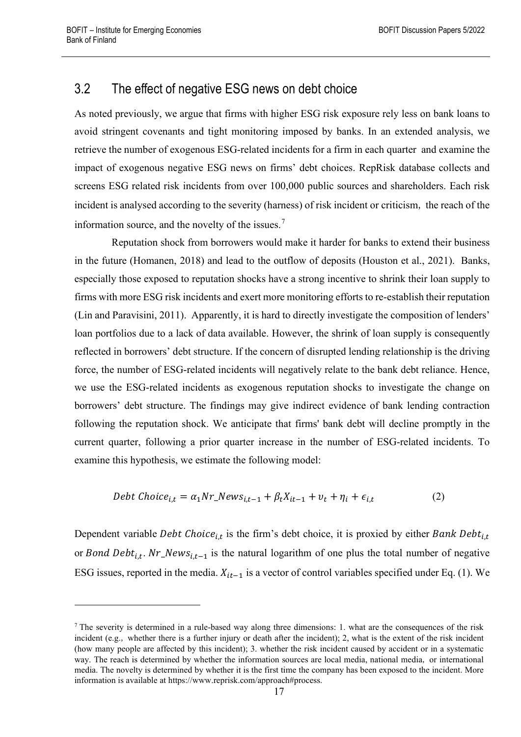## 3.2 The effect of negative ESG news on debt choice

As noted previously, we argue that firms with higher ESG risk exposure rely less on bank loans to avoid stringent covenants and tight monitoring imposed by banks. In an extended analysis, we retrieve the number of exogenous ESG-related incidents for a firm in each quarter and examine the impact of exogenous negative ESG news on firms' debt choices. RepRisk database collects and screens ESG related risk incidents from over 100,000 public sources and shareholders. Each risk incident is analysed according to the severity (harness) of risk incident or criticism, the reach of the information source, and the novelty of the issues.[7]

Reputation shock from borrowers would make it harder for banks to extend their business in the future (Homanen, 2018) and lead to the outflow of deposits (Houston et al., 2021). Banks, especially those exposed to reputation shocks have a strong incentive to shrink their loan supply to firms with more ESG risk incidents and exert more monitoring efforts to re-establish their reputation (Lin and Paravisini, 2011). Apparently, it is hard to directly investigate the composition of lenders' loan portfolios due to a lack of data available. However, the shrink of loan supply is consequently reflected in borrowers' debt structure. If the concern of disrupted lending relationship is the driving force, the number of ESG-related incidents will negatively relate to the bank debt reliance. Hence, we use the ESG-related incidents as exogenous reputation shocks to investigate the change on borrowers' debt structure. The findings may give indirect evidence of bank lending contraction following the reputation shock. We anticipate that firms' bank debt will decline promptly in the current quarter, following a prior quarter increase in the number of ESG-related incidents. To examine this hypothesis, we estimate the following model:

$$Debt\ Choice_{i,t} = \alpha_1 Nr\_News_{i,t-1} + \beta_t X_{it-1} + \upsilon_t + \eta_i + \epsilon_{i,t} \tag{2}$$

Dependent variable $Debt\ Choice_{i,t}$ is the firm's debt choice, it is proxied by either $Bank\ Debt_{i,t}$ or $Bond\ Debt_{i,t}$. $Nr\_News_{i,t-1}$ is the natural logarithm of one plus the total number of negative ESG issues, reported in the media. $X_{it-1}$ is a vector of control variables specified under Eq. (1). We

---

[7] The severity is determined in a rule-based way along three dimensions: 1. what are the consequences of the risk incident (e.g., whether there is a further injury or death after the incident); 2, what is the extent of the risk incident (how many people are affected by this incident); 3. whether the risk incident caused by accident or in a systematic way. The reach is determined by whether the information sources are local media, national media, or international media. The novelty is determined by whether it is the first time the company has been exposed to the incident. More information is available at https://www.reprisk.com/approach#process.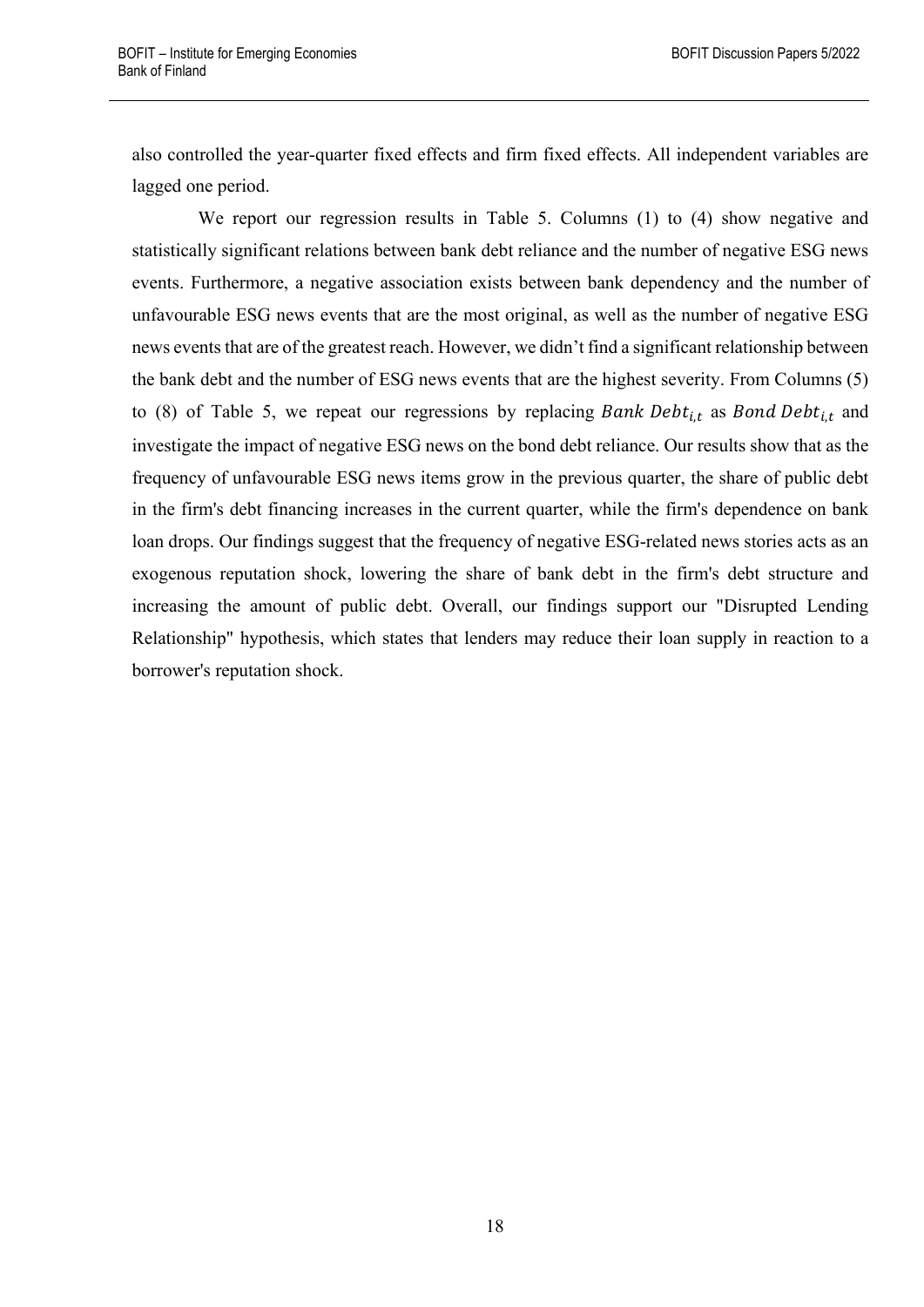also controlled the year-quarter fixed effects and firm fixed effects. All independent variables are lagged one period.

We report our regression results in Table 5. Columns (1) to (4) show negative and statistically significant relations between bank debt reliance and the number of negative ESG news events. Furthermore, a negative association exists between bank dependency and the number of unfavourable ESG news events that are the most original, as well as the number of negative ESG news events that are of the greatest reach. However, we didn't find a significant relationship between the bank debt and the number of ESG news events that are the highest severity. From Columns (5) to (8) of Table 5, we repeat our regressions by replacing $Bank\ Debt_{i,t}$ as $Bond\ Debt_{i,t}$ and investigate the impact of negative ESG news on the bond debt reliance. Our results show that as the frequency of unfavourable ESG news items grow in the previous quarter, the share of public debt in the firm's debt financing increases in the current quarter, while the firm's dependence on bank loan drops. Our findings suggest that the frequency of negative ESG-related news stories acts as an exogenous reputation shock, lowering the share of bank debt in the firm's debt structure and increasing the amount of public debt. Overall, our findings support our "Disrupted Lending Relationship" hypothesis, which states that lenders may reduce their loan supply in reaction to a borrower's reputation shock.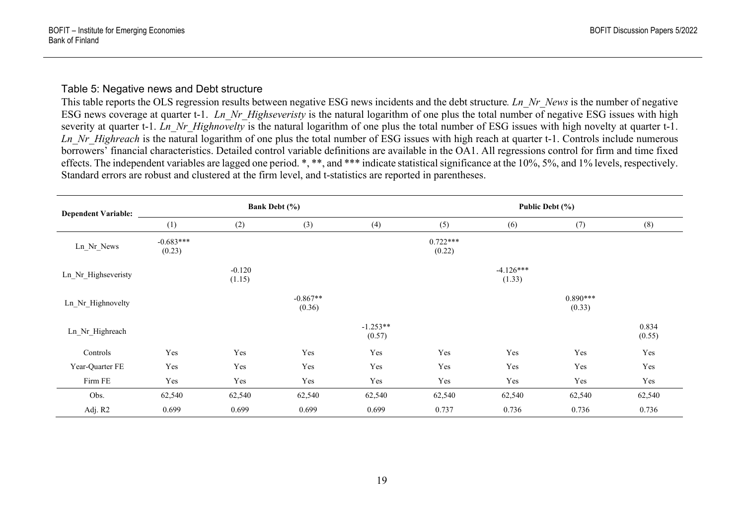### Table 5: Negative news and Debt structure

This table reports the OLS regression results between negative ESG news incidents and the debt structure*. Ln_Nr_News* is the number of negative ESG news coverage at quarter t-1. *Ln_Nr_Highseveristy* is the natural logarithm of one plus the total number of negative ESG issues with high severity at quarter t-1. *Ln_Nr_Highnovelty* is the natural logarithm of one plus the total number of ESG issues with high novelty at quarter t-1. *Ln_Nr_Highreach* is the natural logarithm of one plus the total number of ESG issues with high reach at quarter t-1. Controls include numerous borrowers' financial characteristics. Detailed control variable definitions are available in the OA1. All regressions control for firm and time fixed effects. The independent variables are lagged one period. *, **, and *** indicate statistical significance at the 10%, 5%, and 1% levels, respectively. Standard errors are robust and clustered at the firm level, and t-statistics are reported in parentheses.

| **Dependent Variable:** | **Bank Debt (%)** | | | | **Public Debt (%)** | | | |
|---|---|---|---|---|---|---|---|---|
| | (1) | (2) | (3) | (4) | (5) | (6) | (7) | (8) |
| Ln_Nr_News | -0.683***<br>(0.23) | | | | 0.722***<br>(0.22) | | | |
| Ln_Nr_Highseveristy | | -0.120<br>(1.15) | | | | -4.126***<br>(1.33) | | |
| Ln_Nr_Highnovelty | | | -0.867**<br>(0.36) | | | | 0.890***<br>(0.33) | |
| Ln_Nr_Highreach | | | | -1.253**<br>(0.57) | | | | 0.834<br>(0.55) |
| Controls | Yes | Yes | Yes | Yes | Yes | Yes | Yes | Yes |
| Year-Quarter FE | Yes | Yes | Yes | Yes | Yes | Yes | Yes | Yes |
| Firm FE | Yes | Yes | Yes | Yes | Yes | Yes | Yes | Yes |
| Obs. | 62,540 | 62,540 | 62,540 | 62,540 | 62,540 | 62,540 | 62,540 | 62,540 |
| Adj. R2 | 0.699 | 0.699 | 0.699 | 0.699 | 0.737 | 0.736 | 0.736 | 0.736 |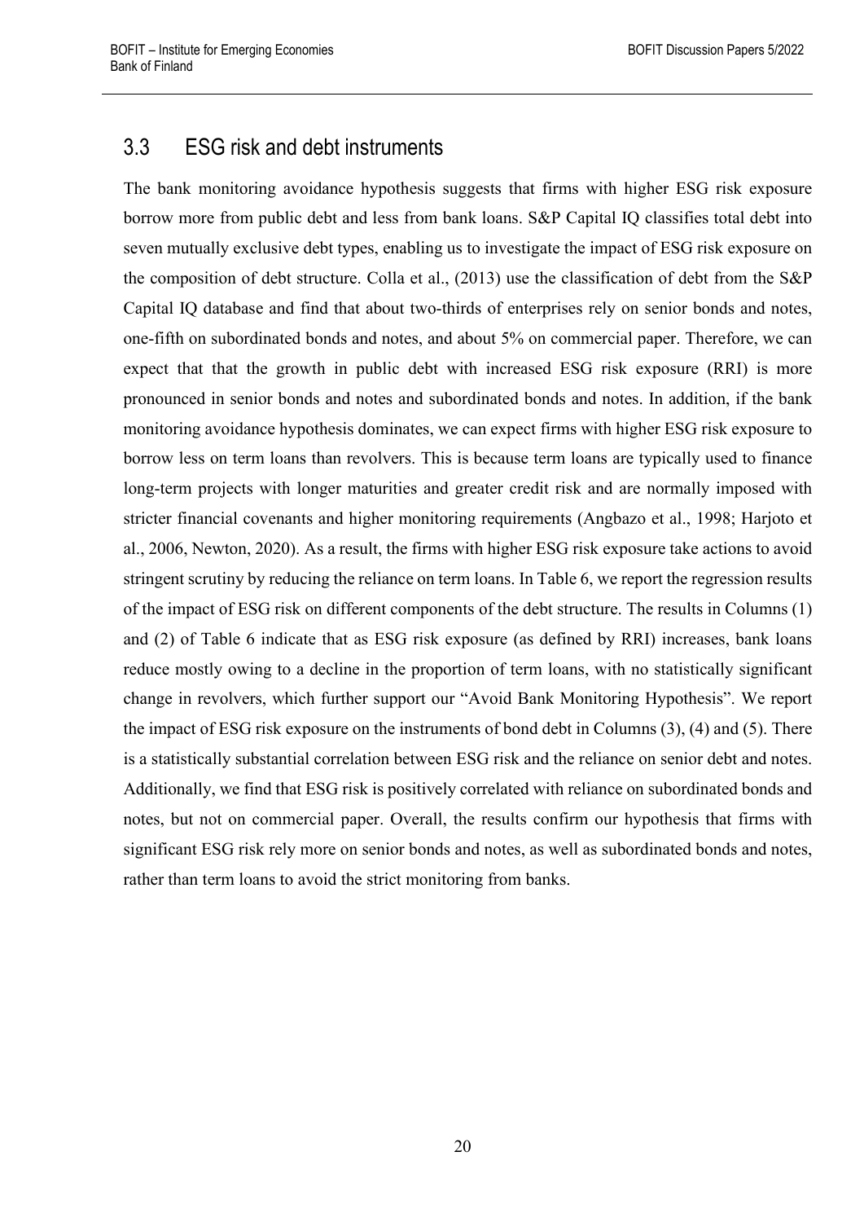## 3.3 ESG risk and debt instruments

The bank monitoring avoidance hypothesis suggests that firms with higher ESG risk exposure borrow more from public debt and less from bank loans. S&P Capital IQ classifies total debt into seven mutually exclusive debt types, enabling us to investigate the impact of ESG risk exposure on the composition of debt structure. Colla et al., (2013) use the classification of debt from the S&P Capital IQ database and find that about two-thirds of enterprises rely on senior bonds and notes, one-fifth on subordinated bonds and notes, and about 5% on commercial paper. Therefore, we can expect that that the growth in public debt with increased ESG risk exposure (RRI) is more pronounced in senior bonds and notes and subordinated bonds and notes. In addition, if the bank monitoring avoidance hypothesis dominates, we can expect firms with higher ESG risk exposure to borrow less on term loans than revolvers. This is because term loans are typically used to finance long-term projects with longer maturities and greater credit risk and are normally imposed with stricter financial covenants and higher monitoring requirements (Angbazo et al., 1998; Harjoto et al., 2006, Newton, 2020). As a result, the firms with higher ESG risk exposure take actions to avoid stringent scrutiny by reducing the reliance on term loans. In Table 6, we report the regression results of the impact of ESG risk on different components of the debt structure. The results in Columns (1) and (2) of Table 6 indicate that as ESG risk exposure (as defined by RRI) increases, bank loans reduce mostly owing to a decline in the proportion of term loans, with no statistically significant change in revolvers, which further support our "Avoid Bank Monitoring Hypothesis". We report the impact of ESG risk exposure on the instruments of bond debt in Columns (3), (4) and (5). There is a statistically substantial correlation between ESG risk and the reliance on senior debt and notes. Additionally, we find that ESG risk is positively correlated with reliance on subordinated bonds and notes, but not on commercial paper. Overall, the results confirm our hypothesis that firms with significant ESG risk rely more on senior bonds and notes, as well as subordinated bonds and notes, rather than term loans to avoid the strict monitoring from banks.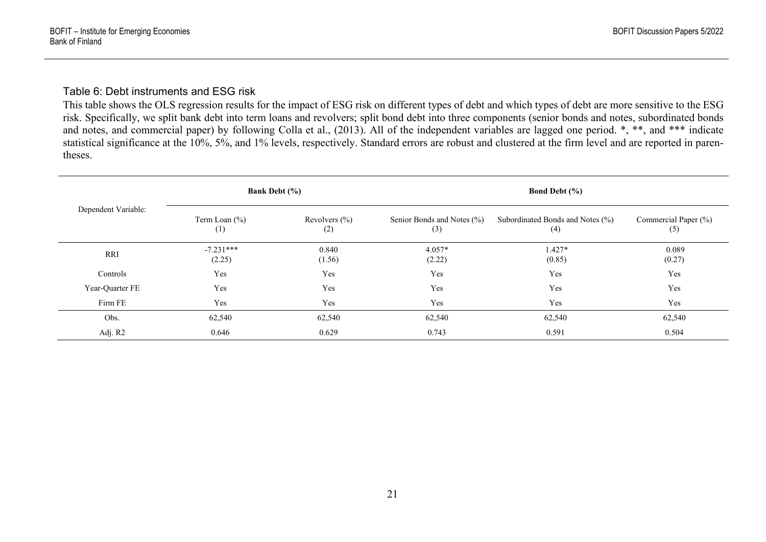Table 6: Debt instruments and ESG risk

This table shows the OLS regression results for the impact of ESG risk on different types of debt and which types of debt are more sensitive to the ESG risk. Specifically, we split bank debt into term loans and revolvers; split bond debt into three components (senior bonds and notes, subordinated bonds and notes, and commercial paper) by following Colla et al., (2013). All of the independent variables are lagged one period. *, **, and *** indicate statistical significance at the 10%, 5%, and 1% levels, respectively. Standard errors are robust and clustered at the firm level and are reported in parentheses.

| Dependent Variable: | Bank Debt (%) | | Bond Debt (%) | | |
|---|---|---|---|---|---|
| | Term Loan (%)<br>(1) | Revolvers (%)<br>(2) | Senior Bonds and Notes (%)<br>(3) | Subordinated Bonds and Notes (%)<br>(4) | Commercial Paper (%)<br>(5) |
| RRI | -7.231***<br>(2.25) | 0.840<br>(1.56) | 4.057*<br>(2.22) | 1.427*<br>(0.85) | 0.089<br>(0.27) |
| Controls | Yes | Yes | Yes | Yes | Yes |
| Year-Quarter FE | Yes | Yes | Yes | Yes | Yes |
| Firm FE | Yes | Yes | Yes | Yes | Yes |
| Obs. | 62,540 | 62,540 | 62,540 | 62,540 | 62,540 |
| Adj. R2 | 0.646 | 0.629 | 0.743 | 0.591 | 0.504 |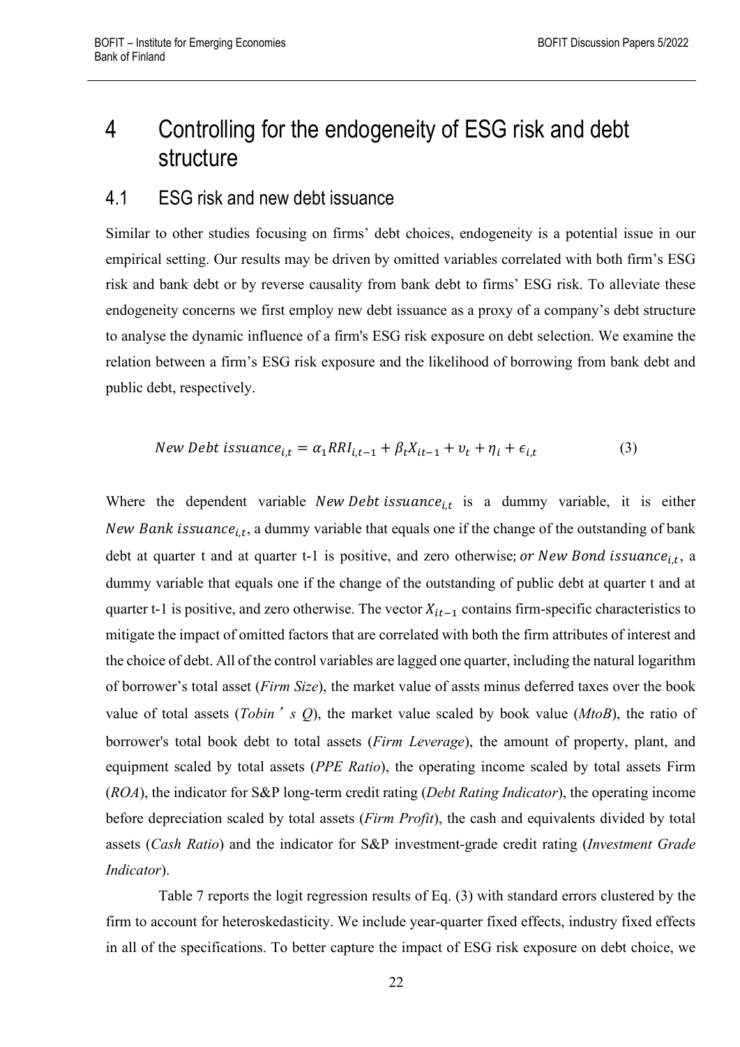# 4 Controlling for the endogeneity of ESG risk and debt structure

## 4.1 ESG risk and new debt issuance

Similar to other studies focusing on firms' debt choices, endogeneity is a potential issue in our empirical setting. Our results may be driven by omitted variables correlated with both firm's ESG risk and bank debt or by reverse causality from bank debt to firms' ESG risk. To alleviate these endogeneity concerns we first employ new debt issuance as a proxy of a company's debt structure to analyse the dynamic influence of a firm's ESG risk exposure on debt selection. We examine the relation between a firm's ESG risk exposure and the likelihood of borrowing from bank debt and public debt, respectively.

$$New\ Debt\ issuance_{i,t} = \alpha_1 RRI_{i,t-1} + \beta_t X_{it-1} + \upsilon_t + \eta_i + \epsilon_{i,t} \tag{3}$$

Where the dependent variable $New\ Debt\ issuance_{i,t}$ is a dummy variable, it is either $New\ Bank\ issuance_{i,t}$, a dummy variable that equals one if the change of the outstanding of bank debt at quarter t and at quarter t-1 is positive, and zero otherwise; *or* $New\ Bond\ issuance_{i,t}$, a dummy variable that equals one if the change of the outstanding of public debt at quarter t and at quarter t-1 is positive, and zero otherwise. The vector $X_{it-1}$ contains firm-specific characteristics to mitigate the impact of omitted factors that are correlated with both the firm attributes of interest and the choice of debt. All of the control variables are lagged one quarter, including the natural logarithm of borrower's total asset (*Firm Size*), the market value of assts minus deferred taxes over the book value of total assets (*Tobin's Q*), the market value scaled by book value (*MtoB*), the ratio of borrower's total book debt to total assets (*Firm Leverage*), the amount of property, plant, and equipment scaled by total assets (*PPE Ratio*), the operating income scaled by total assets Firm (*ROA*), the indicator for S&P long-term credit rating (*Debt Rating Indicator*), the operating income before depreciation scaled by total assets (*Firm Profit*), the cash and equivalents divided by total assets (*Cash Ratio*) and the indicator for S&P investment-grade credit rating (*Investment Grade Indicator*).

Table 7 reports the logit regression results of Eq. (3) with standard errors clustered by the firm to account for heteroskedasticity. We include year-quarter fixed effects, industry fixed effects in all of the specifications. To better capture the impact of ESG risk exposure on debt choice, we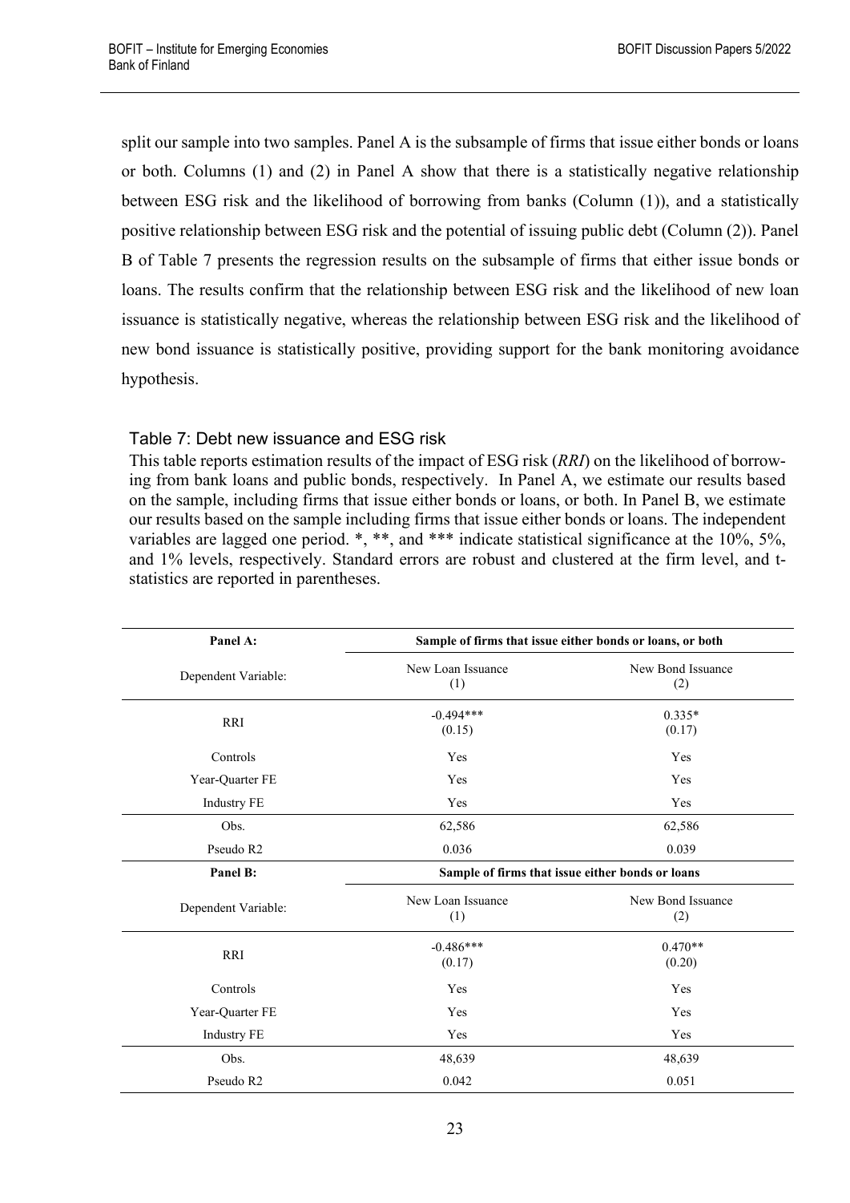split our sample into two samples. Panel A is the subsample of firms that issue either bonds or loans or both. Columns (1) and (2) in Panel A show that there is a statistically negative relationship between ESG risk and the likelihood of borrowing from banks (Column (1)), and a statistically positive relationship between ESG risk and the potential of issuing public debt (Column (2)). Panel B of Table 7 presents the regression results on the subsample of firms that either issue bonds or loans. The results confirm that the relationship between ESG risk and the likelihood of new loan issuance is statistically negative, whereas the relationship between ESG risk and the likelihood of new bond issuance is statistically positive, providing support for the bank monitoring avoidance hypothesis.

### Table 7: Debt new issuance and ESG risk

This table reports estimation results of the impact of ESG risk (*RRI*) on the likelihood of borrowing from bank loans and public bonds, respectively. In Panel A, we estimate our results based on the sample, including firms that issue either bonds or loans, or both. In Panel B, we estimate our results based on the sample including firms that issue either bonds or loans. The independent variables are lagged one period. *, **, and *** indicate statistical significance at the 10%, 5%, and 1% levels, respectively. Standard errors are robust and clustered at the firm level, and t-statistics are reported in parentheses.

| **Panel A:** | **Sample of firms that issue either bonds or loans, or both** | |
|---|---|---|
| Dependent Variable: | New Loan Issuance (1) | New Bond Issuance (2) |
| RRI | -0.494*** (0.15) | 0.335* (0.17) |
| Controls | Yes | Yes |
| Year-Quarter FE | Yes | Yes |
| Industry FE | Yes | Yes |
| Obs. | 62,586 | 62,586 |
| Pseudo R2 | 0.036 | 0.039 |
| **Panel B:** | **Sample of firms that issue either bonds or loans** | |
| Dependent Variable: | New Loan Issuance (1) | New Bond Issuance (2) |
| RRI | -0.486*** (0.17) | 0.470** (0.20) |
| Controls | Yes | Yes |
| Year-Quarter FE | Yes | Yes |
| Industry FE | Yes | Yes |
| Obs. | 48,639 | 48,639 |
| Pseudo R2 | 0.042 | 0.051 |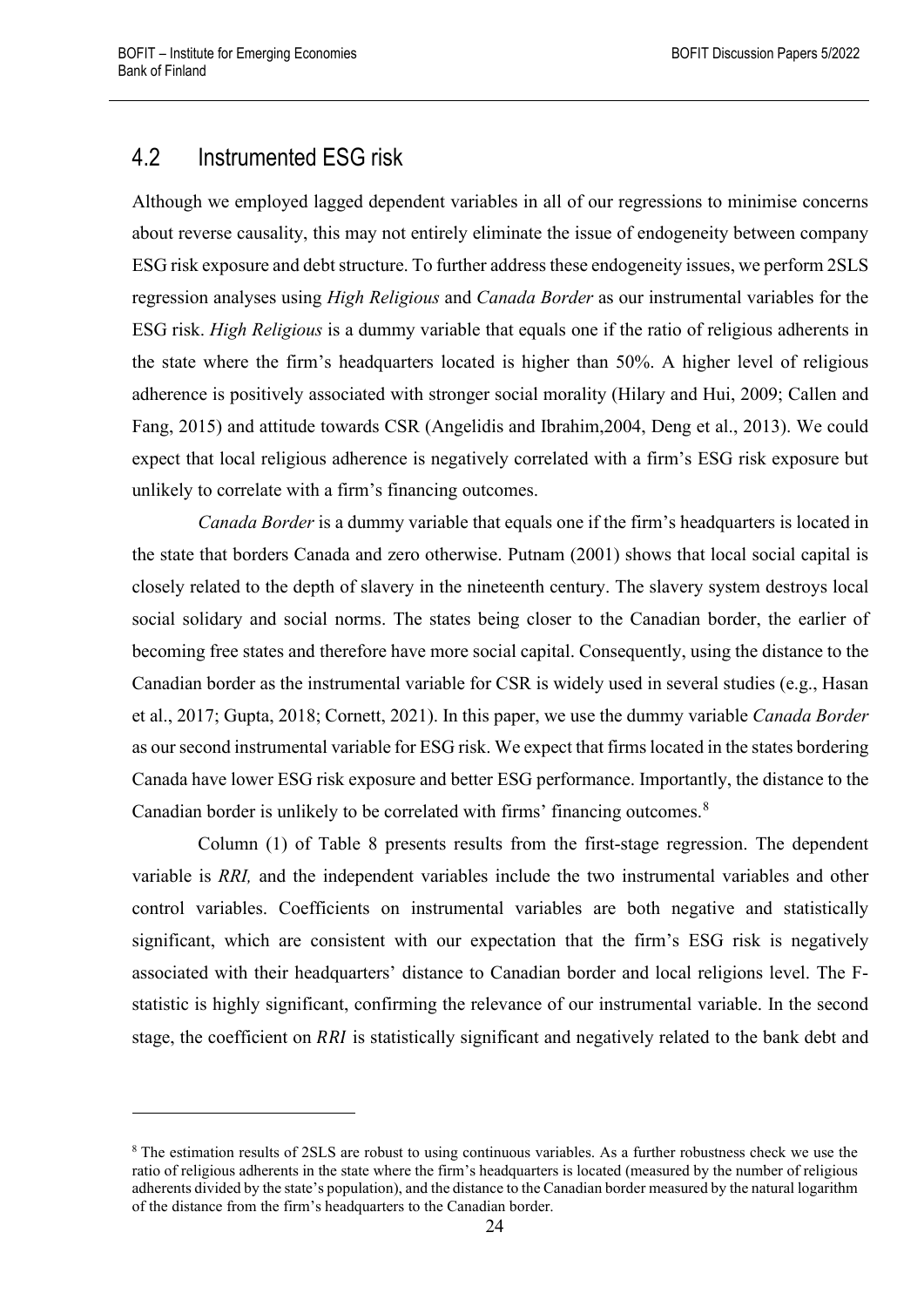## 4.2 Instrumented ESG risk

Although we employed lagged dependent variables in all of our regressions to minimise concerns about reverse causality, this may not entirely eliminate the issue of endogeneity between company ESG risk exposure and debt structure. To further address these endogeneity issues, we perform 2SLS regression analyses using *High Religious* and *Canada Border* as our instrumental variables for the ESG risk. *High Religious* is a dummy variable that equals one if the ratio of religious adherents in the state where the firm's headquarters located is higher than 50%. A higher level of religious adherence is positively associated with stronger social morality (Hilary and Hui, 2009; Callen and Fang, 2015) and attitude towards CSR (Angelidis and Ibrahim,2004, Deng et al., 2013). We could expect that local religious adherence is negatively correlated with a firm's ESG risk exposure but unlikely to correlate with a firm's financing outcomes.

*Canada Border* is a dummy variable that equals one if the firm's headquarters is located in the state that borders Canada and zero otherwise. Putnam (2001) shows that local social capital is closely related to the depth of slavery in the nineteenth century. The slavery system destroys local social solidary and social norms. The states being closer to the Canadian border, the earlier of becoming free states and therefore have more social capital. Consequently, using the distance to the Canadian border as the instrumental variable for CSR is widely used in several studies (e.g., Hasan et al., 2017; Gupta, 2018; Cornett, 2021). In this paper, we use the dummy variable *Canada Border* as our second instrumental variable for ESG risk. We expect that firms located in the states bordering Canada have lower ESG risk exposure and better ESG performance. Importantly, the distance to the Canadian border is unlikely to be correlated with firms' financing outcomes.[8]

Column (1) of Table 8 presents results from the first-stage regression. The dependent variable is *RRI,* and the independent variables include the two instrumental variables and other control variables. Coefficients on instrumental variables are both negative and statistically significant, which are consistent with our expectation that the firm's ESG risk is negatively associated with their headquarters' distance to Canadian border and local religions level. The F-statistic is highly significant, confirming the relevance of our instrumental variable. In the second stage, the coefficient on $RRI$ is statistically significant and negatively related to the bank debt and

[8] The estimation results of 2SLS are robust to using continuous variables. As a further robustness check we use the ratio of religious adherents in the state where the firm's headquarters is located (measured by the number of religious adherents divided by the state's population), and the distance to the Canadian border measured by the natural logarithm of the distance from the firm's headquarters to the Canadian border.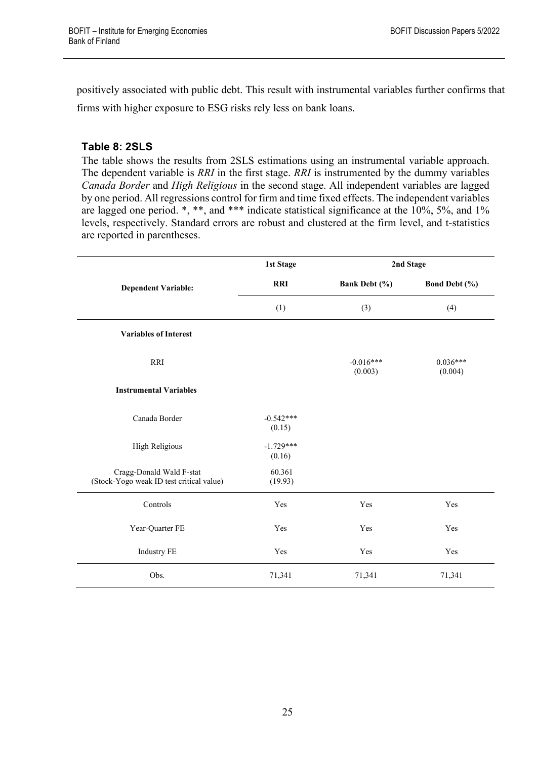positively associated with public debt. This result with instrumental variables further confirms that firms with higher exposure to ESG risks rely less on bank loans.

### Table 8: 2SLS

The table shows the results from 2SLS estimations using an instrumental variable approach. The dependent variable is *RRI* in the first stage. *RRI* is instrumented by the dummy variables *Canada Border* and *High Religious* in the second stage. All independent variables are lagged by one period. All regressions control for firm and time fixed effects. The independent variables are lagged one period. *, **, and *** indicate statistical significance at the 10%, 5%, and 1% levels, respectively. Standard errors are robust and clustered at the firm level, and t-statistics are reported in parentheses.

| | 1st Stage | 2nd Stage | |
|---|---|---|---|
| **Dependent Variable:** | **RRI** | **Bank Debt (%)** | **Bond Debt (%)** |
| | (1) | (3) | (4) |
| **Variables of Interest** | | | |
| RRI | | -0.016***<br>(0.003) | 0.036***<br>(0.004) |
| **Instrumental Variables** | | | |
| Canada Border | -0.542***<br>(0.15) | | |
| High Religious | -1.729***<br>(0.16) | | |
| Cragg-Donald Wald F-stat<br>(Stock-Yogo weak ID test critical value) | 60.361<br>(19.93) | | |
| Controls | Yes | Yes | Yes |
| Year-Quarter FE | Yes | Yes | Yes |
| Industry FE | Yes | Yes | Yes |
| Obs. | 71,341 | 71,341 | 71,341 |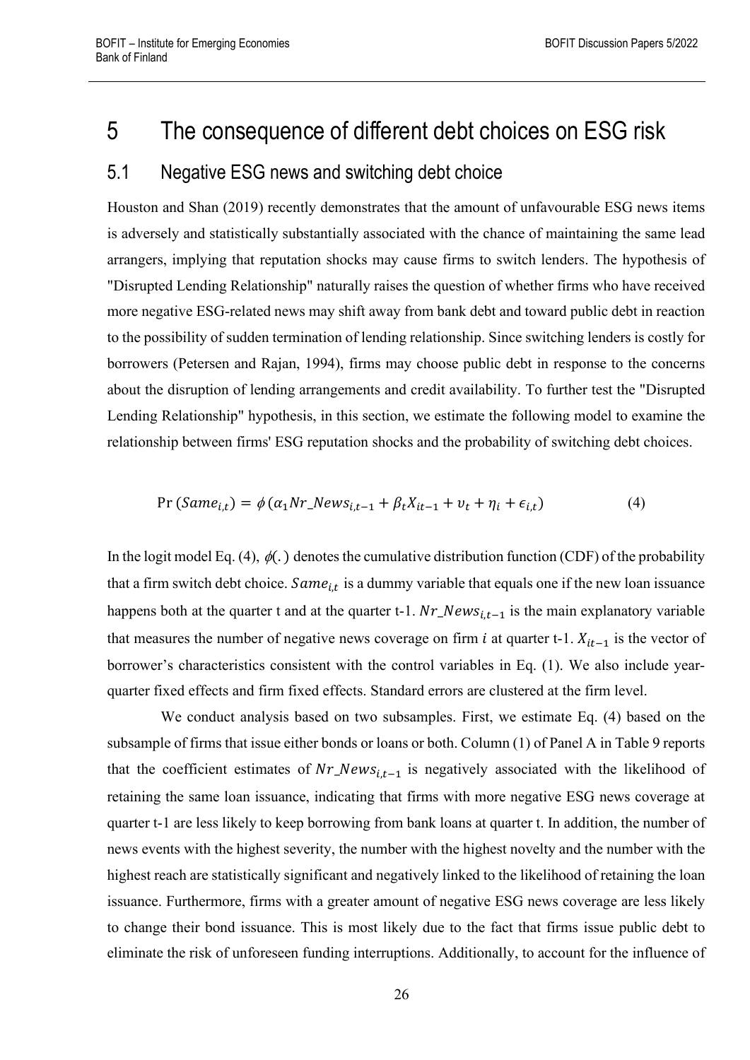# 5 The consequence of different debt choices on ESG risk

## 5.1 Negative ESG news and switching debt choice

Houston and Shan (2019) recently demonstrates that the amount of unfavourable ESG news items is adversely and statistically substantially associated with the chance of maintaining the same lead arrangers, implying that reputation shocks may cause firms to switch lenders. The hypothesis of "Disrupted Lending Relationship" naturally raises the question of whether firms who have received more negative ESG-related news may shift away from bank debt and toward public debt in reaction to the possibility of sudden termination of lending relationship. Since switching lenders is costly for borrowers (Petersen and Rajan, 1994), firms may choose public debt in response to the concerns about the disruption of lending arrangements and credit availability. To further test the "Disrupted Lending Relationship" hypothesis, in this section, we estimate the following model to examine the relationship between firms' ESG reputation shocks and the probability of switching debt choices.

$$\Pr(Same_{i,t}) = \phi(\alpha_1 Nr\_News_{i,t-1} + \beta_t X_{it-1} + \upsilon_t + \eta_i + \epsilon_{i,t}) \quad (4)$$

In the logit model Eq. (4), $\phi(.)$ denotes the cumulative distribution function (CDF) of the probability that a firm switch debt choice. $Same_{i,t}$ is a dummy variable that equals one if the new loan issuance happens both at the quarter t and at the quarter t-1. $Nr\_News_{i,t-1}$ is the main explanatory variable that measures the number of negative news coverage on firm $i$ at quarter t-1. $X_{it-1}$ is the vector of borrower's characteristics consistent with the control variables in Eq. (1). We also include year-quarter fixed effects and firm fixed effects. Standard errors are clustered at the firm level.

We conduct analysis based on two subsamples. First, we estimate Eq. (4) based on the subsample of firms that issue either bonds or loans or both. Column (1) of Panel A in Table 9 reports that the coefficient estimates of $Nr\_News_{i,t-1}$ is negatively associated with the likelihood of retaining the same loan issuance, indicating that firms with more negative ESG news coverage at quarter t-1 are less likely to keep borrowing from bank loans at quarter t. In addition, the number of news events with the highest severity, the number with the highest novelty and the number with the highest reach are statistically significant and negatively linked to the likelihood of retaining the loan issuance. Furthermore, firms with a greater amount of negative ESG news coverage are less likely to change their bond issuance. This is most likely due to the fact that firms issue public debt to eliminate the risk of unforeseen funding interruptions. Additionally, to account for the influence of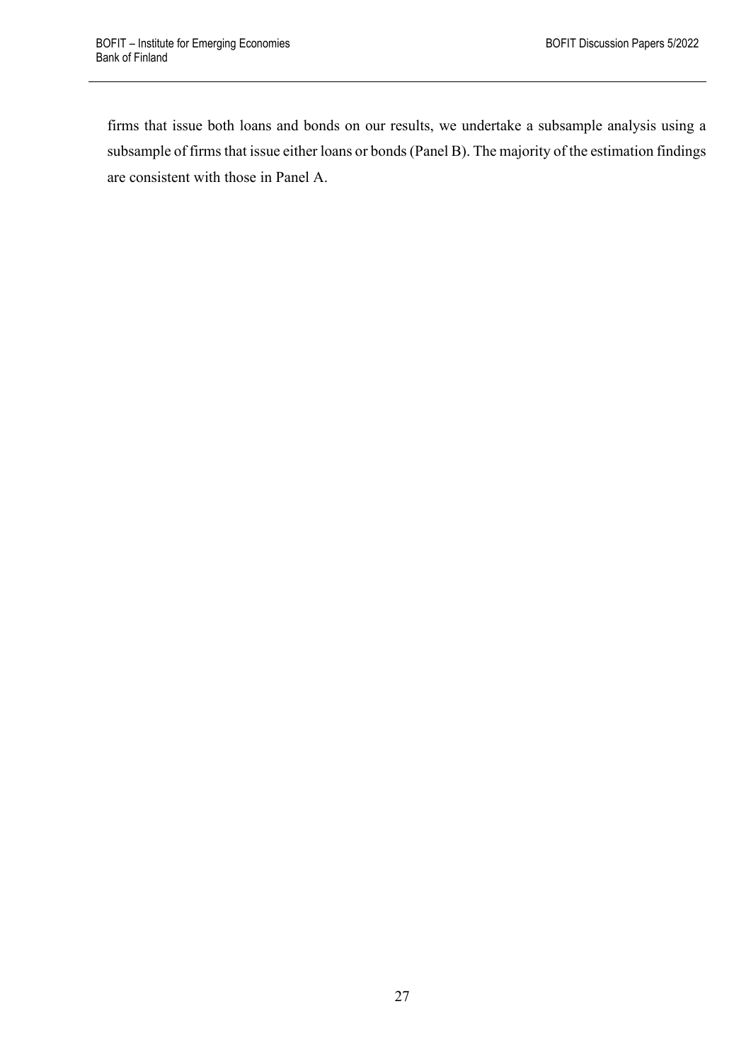firms that issue both loans and bonds on our results, we undertake a subsample analysis using a subsample of firms that issue either loans or bonds (Panel B). The majority of the estimation findings are consistent with those in Panel A.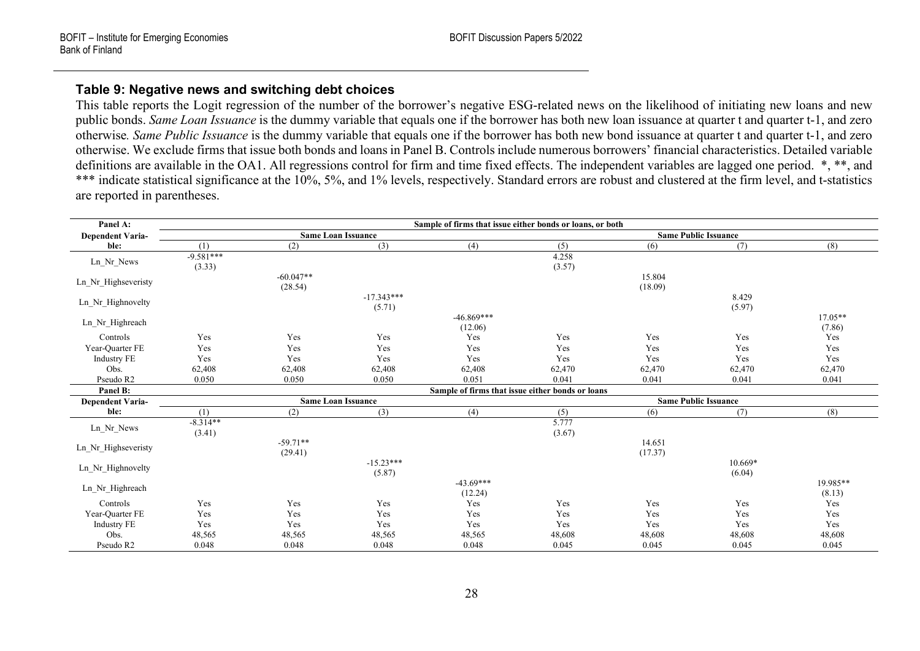### Table 9: Negative news and switching debt choices

This table reports the Logit regression of the number of the borrower's negative ESG-related news on the likelihood of initiating new loans and new public bonds. *Same Loan Issuance* is the dummy variable that equals one if the borrower has both new loan issuance at quarter t and quarter t-1, and zero otherwise*. Same Public Issuance* is the dummy variable that equals one if the borrower has both new bond issuance at quarter t and quarter t-1, and zero otherwise. We exclude firms that issue both bonds and loans in Panel B. Controls include numerous borrowers' financial characteristics. Detailed variable definitions are available in the OA1. All regressions control for firm and time fixed effects. The independent variables are lagged one period. *, **, and *** indicate statistical significance at the 10%, 5%, and 1% levels, respectively. Standard errors are robust and clustered at the firm level, and t-statistics are reported in parentheses.

| Panel A: | Sample of firms that issue either bonds or loans, or both | | | | | | | |
|---|---|---|---|---|---|---|---|---|
| Dependent Variable: | Same Loan Issuance | | | | Same Public Issuance | | | |
| | (1) | (2) | (3) | (4) | (5) | (6) | (7) | (8) |
| Ln_Nr_News | -9.581*** | | | | 4.258 | | | |
| | (3.33) | | | | (3.57) | | | |
| Ln_Nr_Highseveristy | | -60.047** | | | | 15.804 | | |
| | | (28.54) | | | | (18.09) | | |
| Ln_Nr_Highnovelty | | | -17.343*** | | | | 8.429 | |
| | | | (5.71) | | | | (5.97) | |
| Ln_Nr_Highreach | | | | -46.869*** | | | | 17.05** |
| | | | | (12.06) | | | | (7.86) |
| Controls | Yes | Yes | Yes | Yes | Yes | Yes | Yes | Yes |
| Year-Quarter FE | Yes | Yes | Yes | Yes | Yes | Yes | Yes | Yes |
| Industry FE | Yes | Yes | Yes | Yes | Yes | Yes | Yes | Yes |
| Obs. | 62,408 | 62,408 | 62,408 | 62,408 | 62,470 | 62,470 | 62,470 | 62,470 |
| Pseudo R2 | 0.050 | 0.050 | 0.050 | 0.051 | 0.041 | 0.041 | 0.041 | 0.041 |
| **Panel B:** | **Sample of firms that issue either bonds or loans** | | | | | | | |
| Dependent Variable: | Same Loan Issuance | | | | Same Public Issuance | | | |
| | (1) | (2) | (3) | (4) | (5) | (6) | (7) | (8) |
| Ln_Nr_News | -8.314** | | | | 5.777 | | | |
| | (3.41) | | | | (3.67) | | | |
| Ln_Nr_Highseveristy | | -59.71** | | | | 14.651 | | |
| | | (29.41) | | | | (17.37) | | |
| Ln_Nr_Highnovelty | | | -15.23*** | | | | 10.669* | |
| | | | (5.87) | | | | (6.04) | |
| Ln_Nr_Highreach | | | | -43.69*** | | | | 19.985** |
| | | | | (12.24) | | | | (8.13) |
| Controls | Yes | Yes | Yes | Yes | Yes | Yes | Yes | Yes |
| Year-Quarter FE | Yes | Yes | Yes | Yes | Yes | Yes | Yes | Yes |
| Industry FE | Yes | Yes | Yes | Yes | Yes | Yes | Yes | Yes |
| Obs. | 48,565 | 48,565 | 48,565 | 48,565 | 48,608 | 48,608 | 48,608 | 48,608 |
| Pseudo R2 | 0.048 | 0.048 | 0.048 | 0.048 | 0.045 | 0.045 | 0.045 | 0.045 |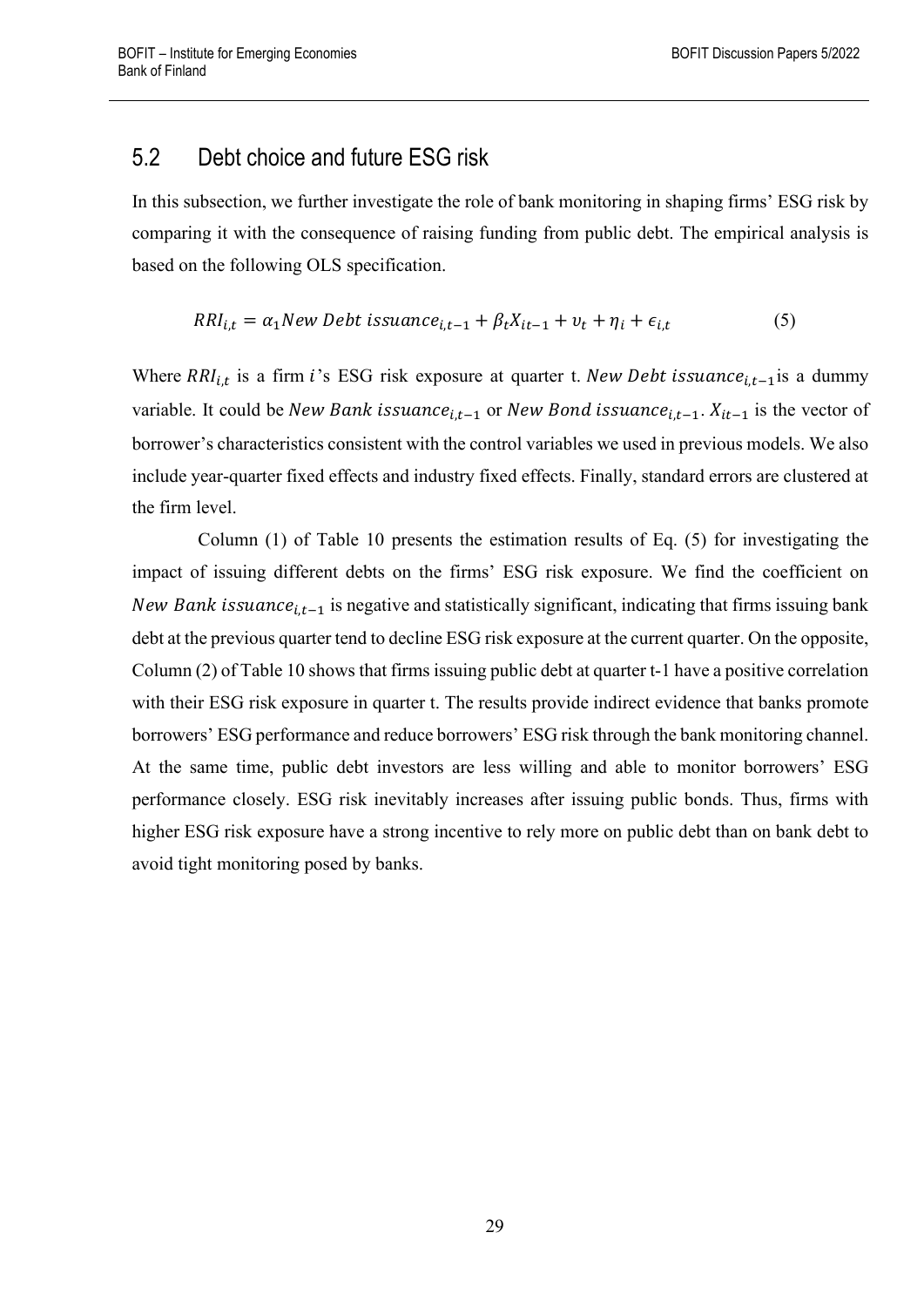## 5.2 Debt choice and future ESG risk

In this subsection, we further investigate the role of bank monitoring in shaping firms' ESG risk by comparing it with the consequence of raising funding from public debt. The empirical analysis is based on the following OLS specification.

$$RRI_{i,t} = \alpha_1 New\ Debt\ issuance_{i,t-1} + \beta_t X_{it-1} + \upsilon_t + \eta_i + \epsilon_{i,t} \tag{5}$$

Where $RRI_{i,t}$ is a firm $i$'s ESG risk exposure at quarter t. $New\ Debt\ issuance_{i,t-1}$ is a dummy variable. It could be $New\ Bank\ issuance_{i,t-1}$ or $New\ Bond\ issuance_{i,t-1}$. $X_{it-1}$ is the vector of borrower's characteristics consistent with the control variables we used in previous models. We also include year-quarter fixed effects and industry fixed effects. Finally, standard errors are clustered at the firm level.

Column (1) of Table 10 presents the estimation results of Eq. (5) for investigating the impact of issuing different debts on the firms' ESG risk exposure. We find the coefficient on $New\ Bank\ issuance_{i,t-1}$ is negative and statistically significant, indicating that firms issuing bank debt at the previous quarter tend to decline ESG risk exposure at the current quarter. On the opposite, Column (2) of Table 10 shows that firms issuing public debt at quarter t-1 have a positive correlation with their ESG risk exposure in quarter t. The results provide indirect evidence that banks promote borrowers' ESG performance and reduce borrowers' ESG risk through the bank monitoring channel. At the same time, public debt investors are less willing and able to monitor borrowers' ESG performance closely. ESG risk inevitably increases after issuing public bonds. Thus, firms with higher ESG risk exposure have a strong incentive to rely more on public debt than on bank debt to avoid tight monitoring posed by banks.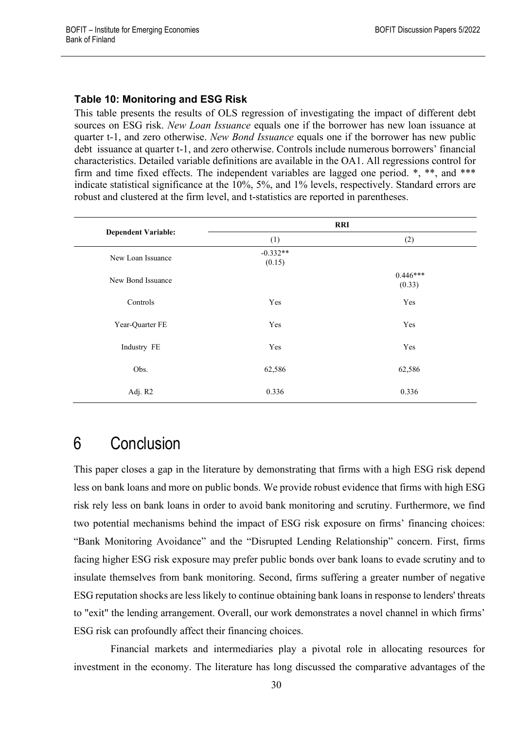### Table 10: Monitoring and ESG Risk

This table presents the results of OLS regression of investigating the impact of different debt sources on ESG risk. *New Loan Issuance* equals one if the borrower has new loan issuance at quarter t-1, and zero otherwise. *New Bond Issuance* equals one if the borrower has new public debt issuance at quarter t-1, and zero otherwise. Controls include numerous borrowers' financial characteristics. Detailed variable definitions are available in the OA1. All regressions control for firm and time fixed effects. The independent variables are lagged one period. *, **, and *** indicate statistical significance at the 10%, 5%, and 1% levels, respectively. Standard errors are robust and clustered at the firm level, and t-statistics are reported in parentheses.

| Dependent Variable: | RRI | |
|---|---|---|
| | (1) | (2) |
| New Loan Issuance | -0.332** (0.15) | |
| New Bond Issuance | | 0.446*** (0.33) |
| Controls | Yes | Yes |
| Year-Quarter FE | Yes | Yes |
| Industry FE | Yes | Yes |
| Obs. | 62,586 | 62,586 |
| Adj. R2 | 0.336 | 0.336 |

# 6 Conclusion

This paper closes a gap in the literature by demonstrating that firms with a high ESG risk depend less on bank loans and more on public bonds. We provide robust evidence that firms with high ESG risk rely less on bank loans in order to avoid bank monitoring and scrutiny. Furthermore, we find two potential mechanisms behind the impact of ESG risk exposure on firms' financing choices: "Bank Monitoring Avoidance" and the "Disrupted Lending Relationship" concern. First, firms facing higher ESG risk exposure may prefer public bonds over bank loans to evade scrutiny and to insulate themselves from bank monitoring. Second, firms suffering a greater number of negative ESG reputation shocks are less likely to continue obtaining bank loans in response to lenders' threats to "exit" the lending arrangement. Overall, our work demonstrates a novel channel in which firms' ESG risk can profoundly affect their financing choices.

Financial markets and intermediaries play a pivotal role in allocating resources for investment in the economy. The literature has long discussed the comparative advantages of the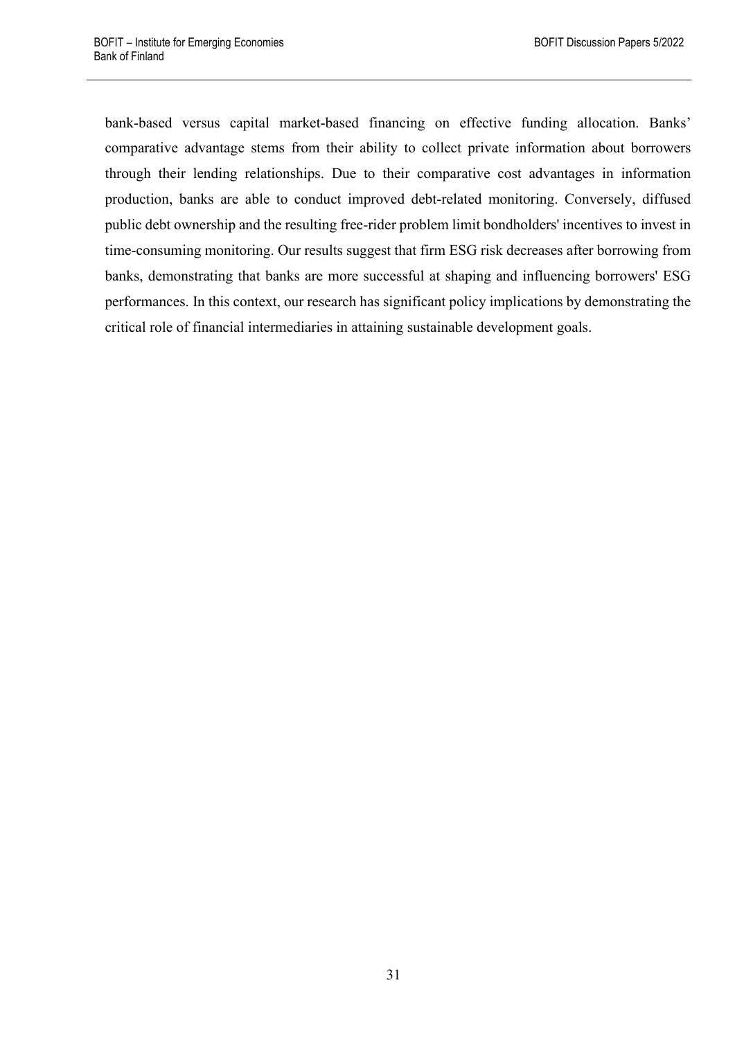bank-based versus capital market-based financing on effective funding allocation. Banks' comparative advantage stems from their ability to collect private information about borrowers through their lending relationships. Due to their comparative cost advantages in information production, banks are able to conduct improved debt-related monitoring. Conversely, diffused public debt ownership and the resulting free-rider problem limit bondholders' incentives to invest in time-consuming monitoring. Our results suggest that firm ESG risk decreases after borrowing from banks, demonstrating that banks are more successful at shaping and influencing borrowers' ESG performances. In this context, our research has significant policy implications by demonstrating the critical role of financial intermediaries in attaining sustainable development goals.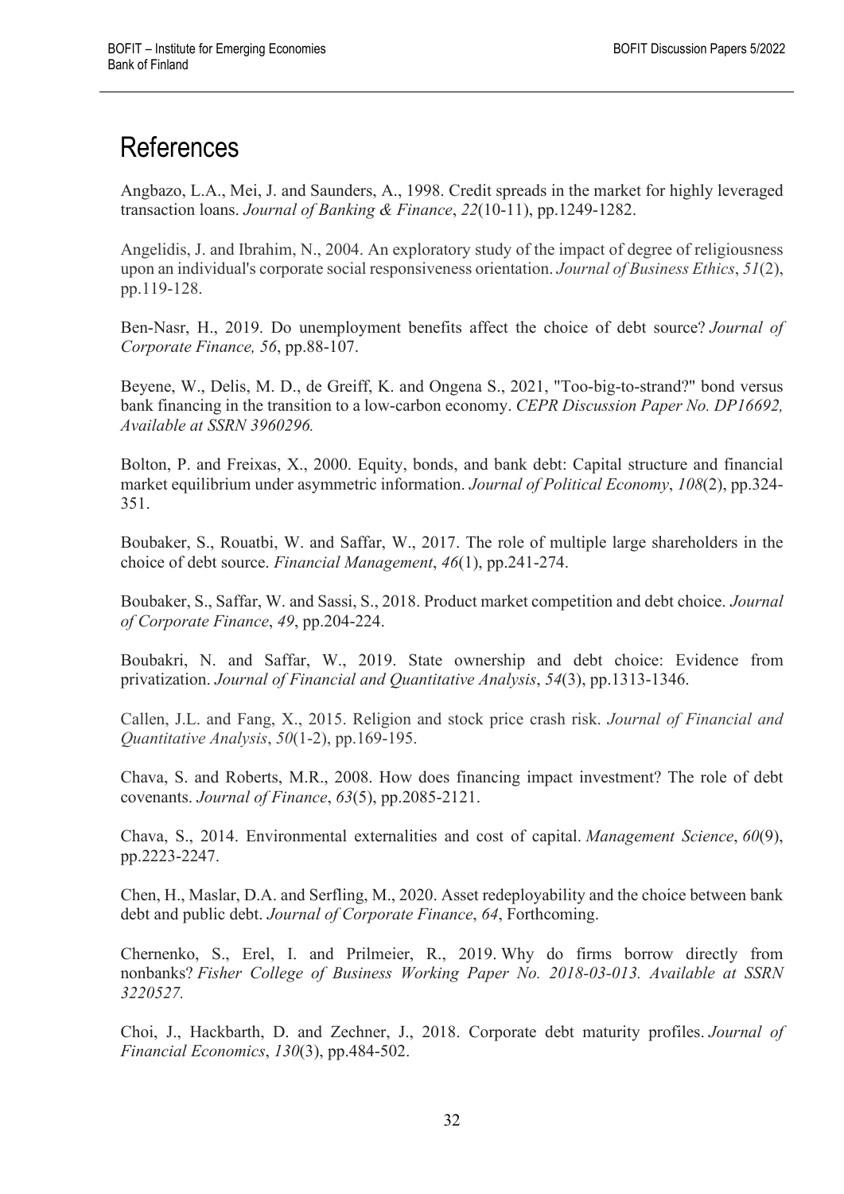# References

Angbazo, L.A., Mei, J. and Saunders, A., 1998. Credit spreads in the market for highly leveraged transaction loans. *Journal of Banking & Finance*, *22*(10-11), pp.1249-1282.

Angelidis, J. and Ibrahim, N., 2004. An exploratory study of the impact of degree of religiousness upon an individual's corporate social responsiveness orientation. *Journal of Business Ethics*, *51*(2), pp.119-128.

Ben-Nasr, H., 2019. Do unemployment benefits affect the choice of debt source? *Journal of Corporate Finance, 56*, pp.88-107.

Beyene, W., Delis, M. D., de Greiff, K. and Ongena S., 2021, "Too-big-to-strand?" bond versus bank financing in the transition to a low-carbon economy. *CEPR Discussion Paper No. DP16692, Available at SSRN 3960296.*

Bolton, P. and Freixas, X., 2000. Equity, bonds, and bank debt: Capital structure and financial market equilibrium under asymmetric information. *Journal of Political Economy*, *108*(2), pp.324-351.

Boubaker, S., Rouatbi, W. and Saffar, W., 2017. The role of multiple large shareholders in the choice of debt source. *Financial Management*, *46*(1), pp.241-274.

Boubaker, S., Saffar, W. and Sassi, S., 2018. Product market competition and debt choice. *Journal of Corporate Finance*, *49*, pp.204-224.

Boubakri, N. and Saffar, W., 2019. State ownership and debt choice: Evidence from privatization. *Journal of Financial and Quantitative Analysis*, *54*(3), pp.1313-1346.

Callen, J.L. and Fang, X., 2015. Religion and stock price crash risk. *Journal of Financial and Quantitative Analysis*, *50*(1-2), pp.169-195.

Chava, S. and Roberts, M.R., 2008. How does financing impact investment? The role of debt covenants. *Journal of Finance*, *63*(5), pp.2085-2121.

Chava, S., 2014. Environmental externalities and cost of capital. *Management Science*, *60*(9), pp.2223-2247.

Chen, H., Maslar, D.A. and Serfling, M., 2020. Asset redeployability and the choice between bank debt and public debt. *Journal of Corporate Finance*, *64*, Forthcoming.

Chernenko, S., Erel, I. and Prilmeier, R., 2019. Why do firms borrow directly from nonbanks? *Fisher College of Business Working Paper No. 2018-03-013. Available at SSRN 3220527.*

Choi, J., Hackbarth, D. and Zechner, J., 2018. Corporate debt maturity profiles. *Journal of Financial Economics*, *130*(3), pp.484-502.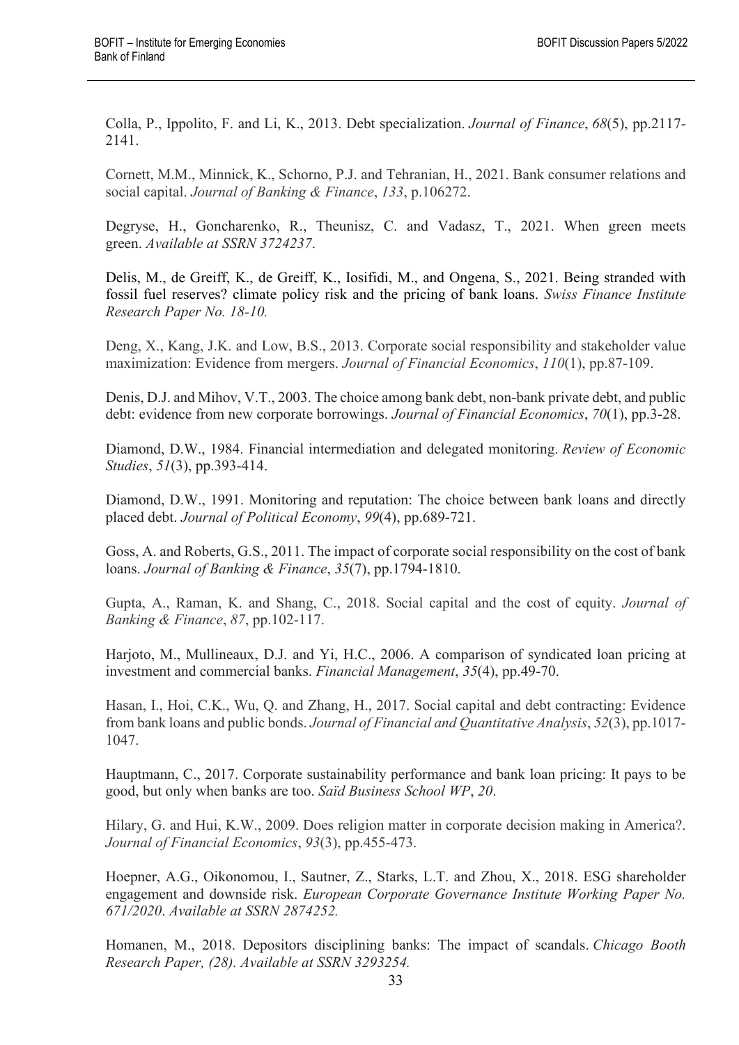Colla, P., Ippolito, F. and Li, K., 2013. Debt specialization. *Journal of Finance*, *68*(5), pp.2117-2141.

Cornett, M.M., Minnick, K., Schorno, P.J. and Tehranian, H., 2021. Bank consumer relations and social capital. *Journal of Banking & Finance*, *133*, p.106272.

Degryse, H., Goncharenko, R., Theunisz, C. and Vadasz, T., 2021. When green meets green. *Available at SSRN 3724237*.

Delis, M., de Greiff, K., de Greiff, K., Iosifidi, M., and Ongena, S., 2021. Being stranded with fossil fuel reserves? climate policy risk and the pricing of bank loans. *Swiss Finance Institute Research Paper No. 18-10.*

Deng, X., Kang, J.K. and Low, B.S., 2013. Corporate social responsibility and stakeholder value maximization: Evidence from mergers. *Journal of Financial Economics*, *110*(1), pp.87-109.

Denis, D.J. and Mihov, V.T., 2003. The choice among bank debt, non-bank private debt, and public debt: evidence from new corporate borrowings. *Journal of Financial Economics*, *70*(1), pp.3-28.

Diamond, D.W., 1984. Financial intermediation and delegated monitoring. *Review of Economic Studies*, *51*(3), pp.393-414.

Diamond, D.W., 1991. Monitoring and reputation: The choice between bank loans and directly placed debt. *Journal of Political Economy*, *99*(4), pp.689-721.

Goss, A. and Roberts, G.S., 2011. The impact of corporate social responsibility on the cost of bank loans. *Journal of Banking & Finance*, *35*(7), pp.1794-1810.

Gupta, A., Raman, K. and Shang, C., 2018. Social capital and the cost of equity. *Journal of Banking & Finance*, *87*, pp.102-117.

Harjoto, M., Mullineaux, D.J. and Yi, H.C., 2006. A comparison of syndicated loan pricing at investment and commercial banks. *Financial Management*, *35*(4), pp.49-70.

Hasan, I., Hoi, C.K., Wu, Q. and Zhang, H., 2017. Social capital and debt contracting: Evidence from bank loans and public bonds. *Journal of Financial and Quantitative Analysis*, *52*(3), pp.1017-1047.

Hauptmann, C., 2017. Corporate sustainability performance and bank loan pricing: It pays to be good, but only when banks are too. *Saïd Business School WP*, *20*.

Hilary, G. and Hui, K.W., 2009. Does religion matter in corporate decision making in America?. *Journal of Financial Economics*, *93*(3), pp.455-473.

Hoepner, A.G., Oikonomou, I., Sautner, Z., Starks, L.T. and Zhou, X., 2018. ESG shareholder engagement and downside risk. *European Corporate Governance Institute Working Paper No. 671/2020*. *Available at SSRN 2874252.*

Homanen, M., 2018. Depositors disciplining banks: The impact of scandals. *Chicago Booth Research Paper, (28). Available at SSRN 3293254.*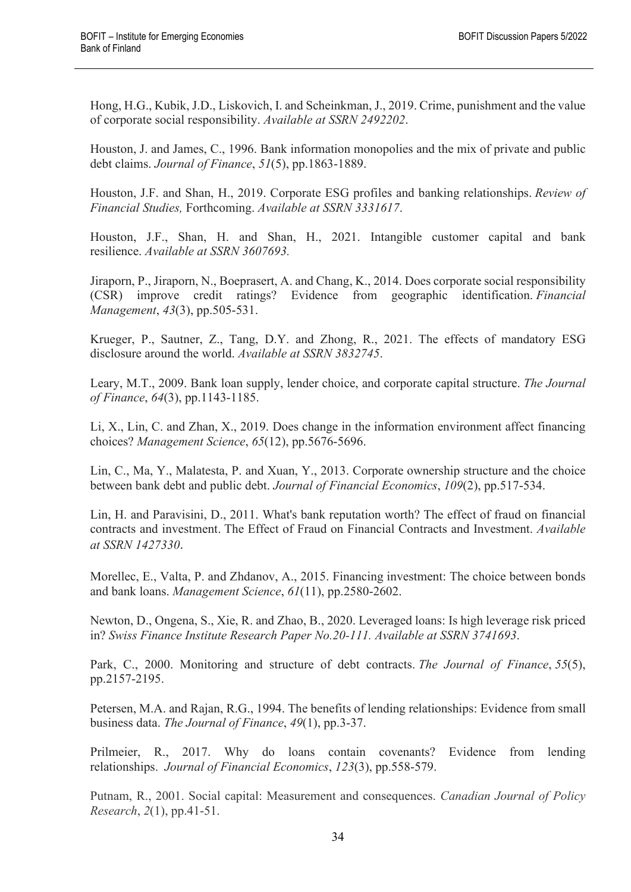Hong, H.G., Kubik, J.D., Liskovich, I. and Scheinkman, J., 2019. Crime, punishment and the value of corporate social responsibility. *Available at SSRN 2492202*.

Houston, J. and James, C., 1996. Bank information monopolies and the mix of private and public debt claims. *Journal of Finance*, *51*(5), pp.1863-1889.

Houston, J.F. and Shan, H., 2019. Corporate ESG profiles and banking relationships. *Review of Financial Studies,* Forthcoming. *Available at SSRN 3331617*.

Houston, J.F., Shan, H. and Shan, H., 2021. Intangible customer capital and bank resilience. *Available at SSRN 3607693.*

Jiraporn, P., Jiraporn, N., Boeprasert, A. and Chang, K., 2014. Does corporate social responsibility (CSR) improve credit ratings? Evidence from geographic identification. *Financial Management*, *43*(3), pp.505-531.

Krueger, P., Sautner, Z., Tang, D.Y. and Zhong, R., 2021. The effects of mandatory ESG disclosure around the world. *Available at SSRN 3832745*.

Leary, M.T., 2009. Bank loan supply, lender choice, and corporate capital structure. *The Journal of Finance*, *64*(3), pp.1143-1185.

Li, X., Lin, C. and Zhan, X., 2019. Does change in the information environment affect financing choices? *Management Science*, *65*(12), pp.5676-5696.

Lin, C., Ma, Y., Malatesta, P. and Xuan, Y., 2013. Corporate ownership structure and the choice between bank debt and public debt. *Journal of Financial Economics*, *109*(2), pp.517-534.

Lin, H. and Paravisini, D., 2011. What's bank reputation worth? The effect of fraud on financial contracts and investment. The Effect of Fraud on Financial Contracts and Investment. *Available at SSRN 1427330*.

Morellec, E., Valta, P. and Zhdanov, A., 2015. Financing investment: The choice between bonds and bank loans. *Management Science*, *61*(11), pp.2580-2602.

Newton, D., Ongena, S., Xie, R. and Zhao, B., 2020. Leveraged loans: Is high leverage risk priced in? *Swiss Finance Institute Research Paper No.20-111. Available at SSRN 3741693*.

Park, C., 2000. Monitoring and structure of debt contracts. *The Journal of Finance*, *55*(5), pp.2157-2195.

Petersen, M.A. and Rajan, R.G., 1994. The benefits of lending relationships: Evidence from small business data. *The Journal of Finance*, *49*(1), pp.3-37.

Prilmeier, R., 2017. Why do loans contain covenants? Evidence from lending relationships. *Journal of Financial Economics*, *123*(3), pp.558-579.

Putnam, R., 2001. Social capital: Measurement and consequences. *Canadian Journal of Policy Research*, *2*(1), pp.41-51.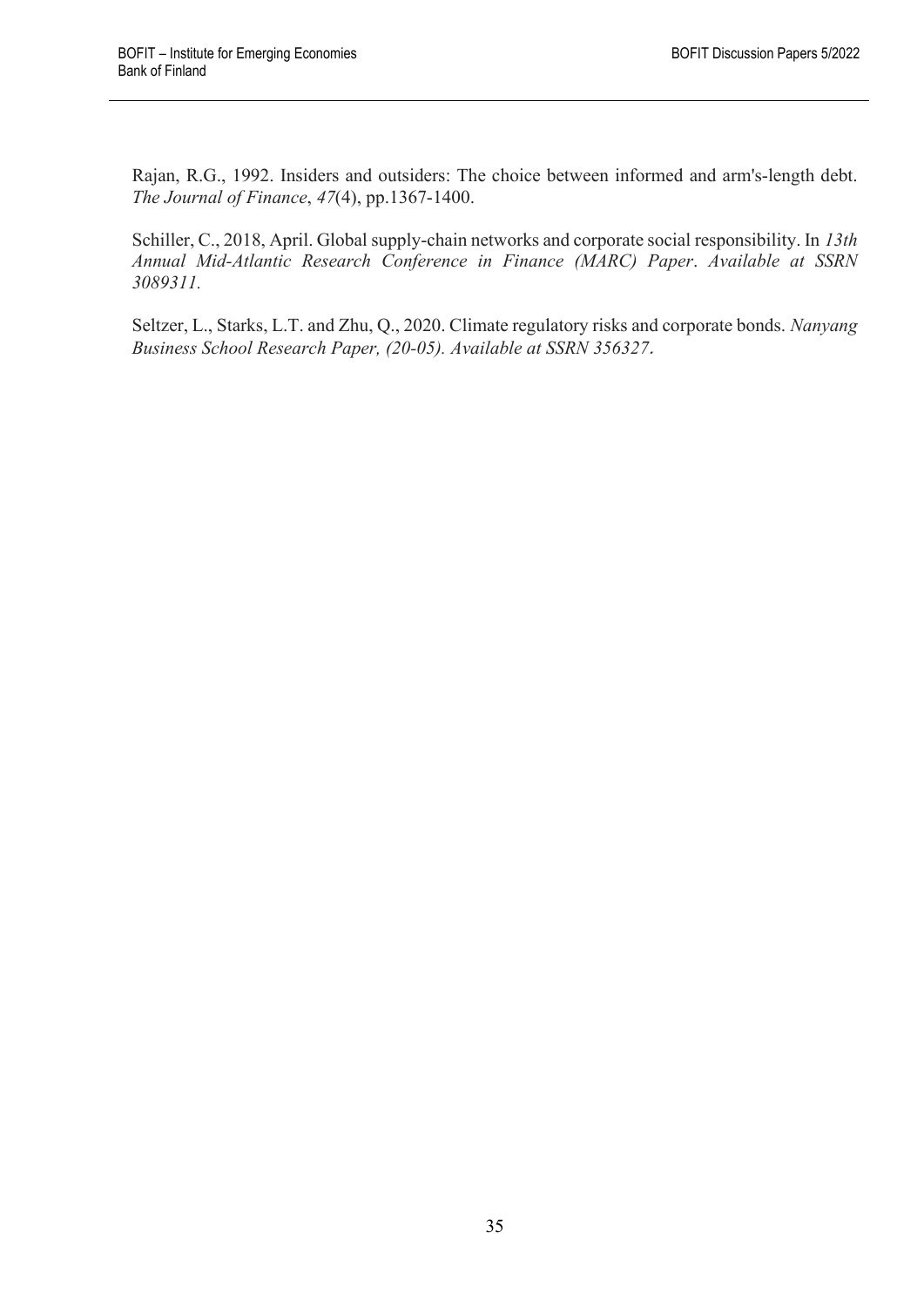Rajan, R.G., 1992. Insiders and outsiders: The choice between informed and arm's-length debt. *The Journal of Finance*, *47*(4), pp.1367-1400.

Schiller, C., 2018, April. Global supply-chain networks and corporate social responsibility. In *13th Annual Mid-Atlantic Research Conference in Finance (MARC) Paper*. *Available at SSRN 3089311.*

Seltzer, L., Starks, L.T. and Zhu, Q., 2020. Climate regulatory risks and corporate bonds. *Nanyang Business School Research Paper, (20-05). Available at SSRN 356327*.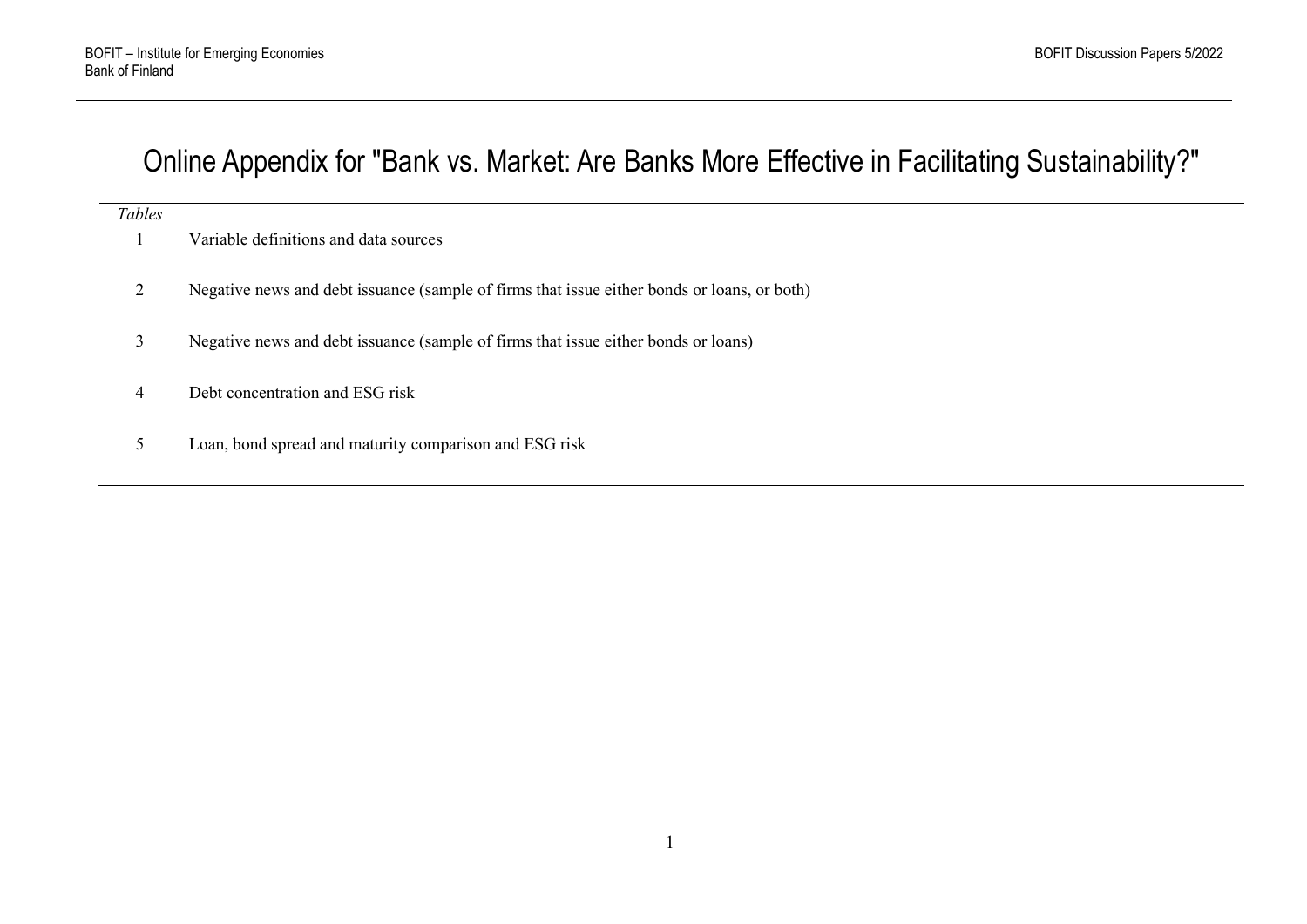# Online Appendix for "Bank vs. Market: Are Banks More Effective in Facilitating Sustainability?"

| *Tables* | |
|---|---|
| 1 | Variable definitions and data sources |
| 2 | Negative news and debt issuance (sample of firms that issue either bonds or loans, or both) |
| 3 | Negative news and debt issuance (sample of firms that issue either bonds or loans) |
| 4 | Debt concentration and ESG risk |
| 5 | Loan, bond spread and maturity comparison and ESG risk |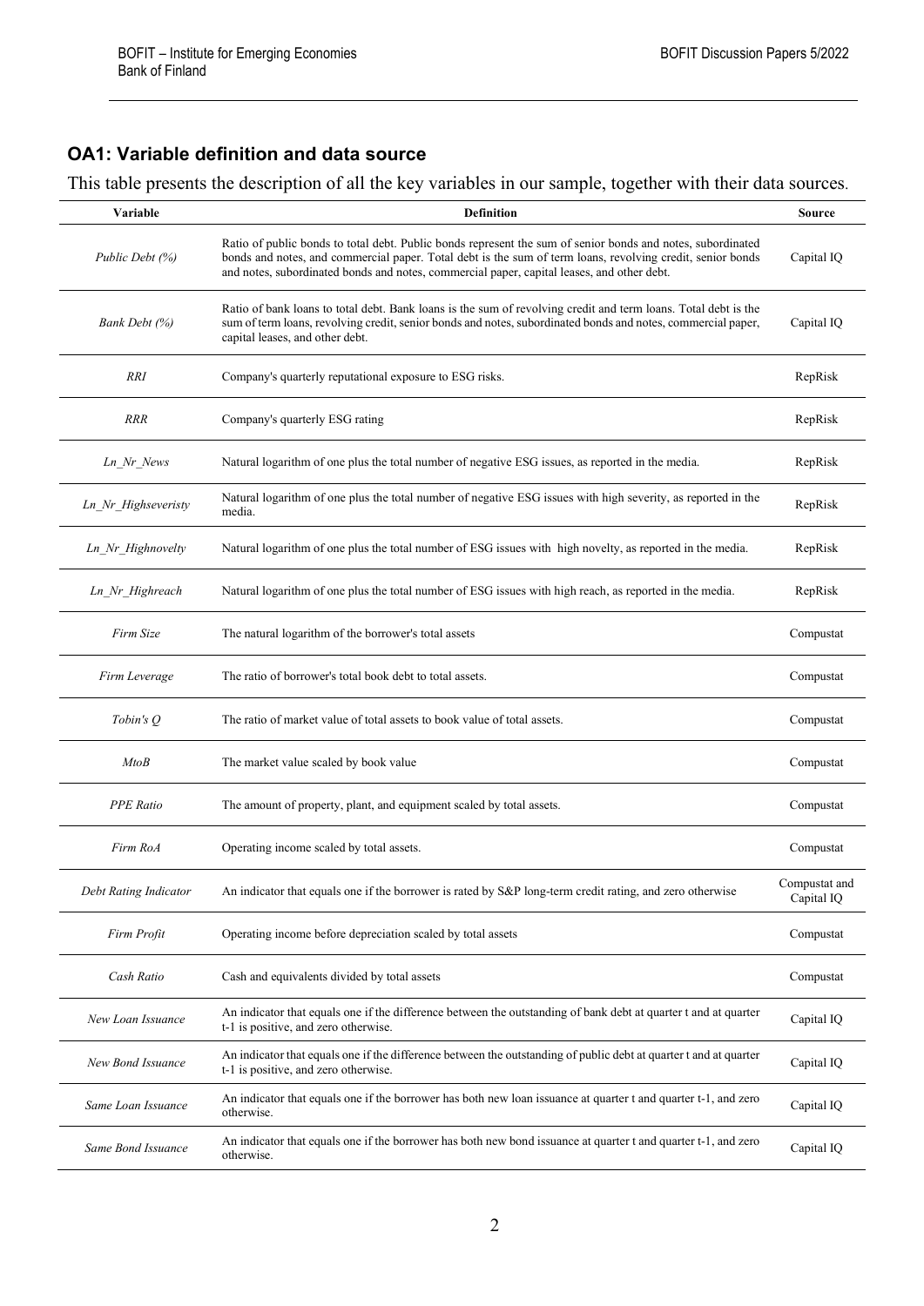## OA1: Variable definition and data source

This table presents the description of all the key variables in our sample, together with their data sources.

| Variable | Definition | Source |
|---|---|---|
| *Public Debt (%)* | Ratio of public bonds to total debt. Public bonds represent the sum of senior bonds and notes, subordinated bonds and notes, and commercial paper. Total debt is the sum of term loans, revolving credit, senior bonds and notes, subordinated bonds and notes, commercial paper, capital leases, and other debt. | Capital IQ |
| *Bank Debt (%)* | Ratio of bank loans to total debt. Bank loans is the sum of revolving credit and term loans. Total debt is the sum of term loans, revolving credit, senior bonds and notes, subordinated bonds and notes, commercial paper, capital leases, and other debt. | Capital IQ |
| *RRI* | Company's quarterly reputational exposure to ESG risks. | RepRisk |
| *RRR* | Company's quarterly ESG rating | RepRisk |
| *Ln_Nr_News* | Natural logarithm of one plus the total number of negative ESG issues, as reported in the media. | RepRisk |
| *Ln_Nr_Highseveristy* | Natural logarithm of one plus the total number of negative ESG issues with high severity, as reported in the media. | RepRisk |
| *Ln_Nr_Highnovelty* | Natural logarithm of one plus the total number of ESG issues with high novelty, as reported in the media. | RepRisk |
| *Ln_Nr_Highreach* | Natural logarithm of one plus the total number of ESG issues with high reach, as reported in the media. | RepRisk |
| *Firm Size* | The natural logarithm of the borrower's total assets | Compustat |
| *Firm Leverage* | The ratio of borrower's total book debt to total assets. | Compustat |
| *Tobin's Q* | The ratio of market value of total assets to book value of total assets. | Compustat |
| *MtoB* | The market value scaled by book value | Compustat |
| *PPE Ratio* | The amount of property, plant, and equipment scaled by total assets. | Compustat |
| *Firm RoA* | Operating income scaled by total assets. | Compustat |
| *Debt Rating Indicator* | An indicator that equals one if the borrower is rated by S&P long-term credit rating, and zero otherwise | Compustat and Capital IQ |
| *Firm Profit* | Operating income before depreciation scaled by total assets | Compustat |
| *Cash Ratio* | Cash and equivalents divided by total assets | Compustat |
| *New Loan Issuance* | An indicator that equals one if the difference between the outstanding of bank debt at quarter t and at quarter t-1 is positive, and zero otherwise. | Capital IQ |
| *New Bond Issuance* | An indicator that equals one if the difference between the outstanding of public debt at quarter t and at quarter t-1 is positive, and zero otherwise. | Capital IQ |
| *Same Loan Issuance* | An indicator that equals one if the borrower has both new loan issuance at quarter t and quarter t-1, and zero otherwise. | Capital IQ |
| *Same Bond Issuance* | An indicator that equals one if the borrower has both new bond issuance at quarter t and quarter t-1, and zero otherwise. | Capital IQ |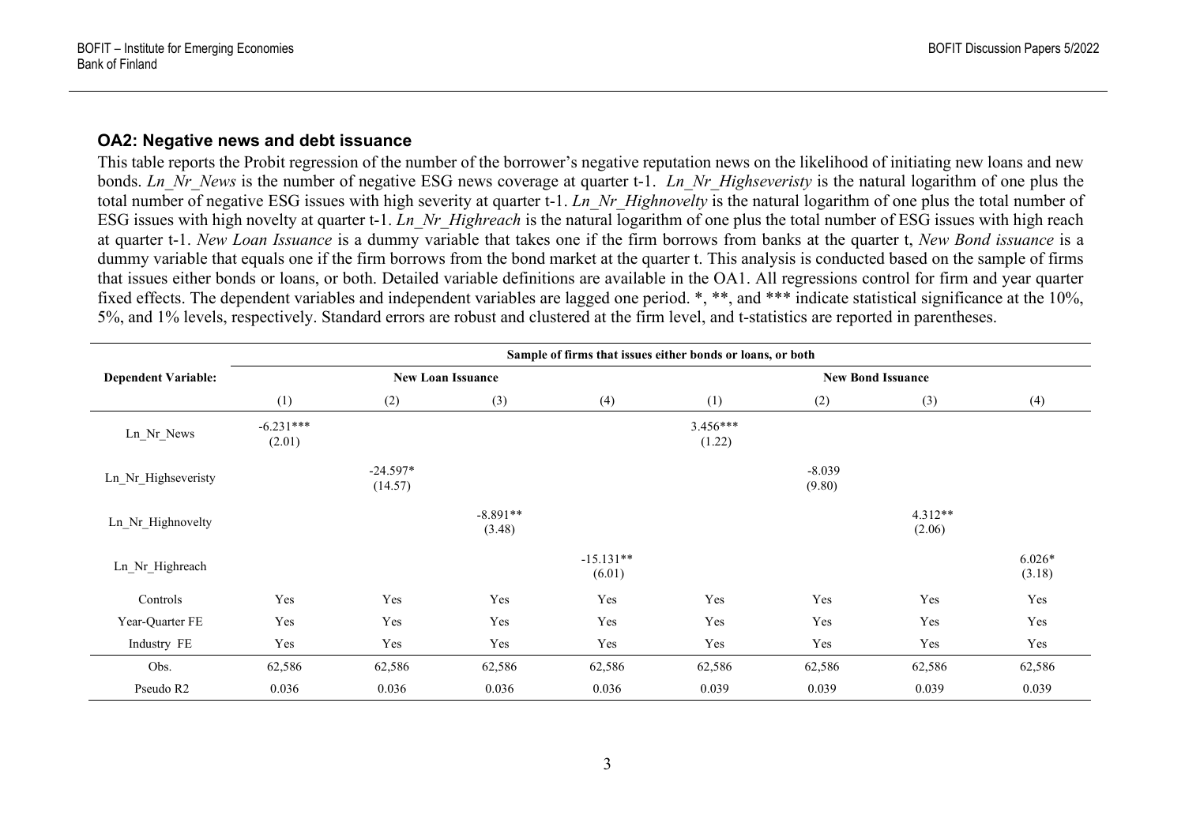### OA2: Negative news and debt issuance

This table reports the Probit regression of the number of the borrower's negative reputation news on the likelihood of initiating new loans and new bonds. *Ln_Nr_News* is the number of negative ESG news coverage at quarter t-1. *Ln_Nr_Highseveristy* is the natural logarithm of one plus the total number of negative ESG issues with high severity at quarter t-1. *Ln_Nr_Highnovelty* is the natural logarithm of one plus the total number of ESG issues with high novelty at quarter t-1. *Ln_Nr_Highreach* is the natural logarithm of one plus the total number of ESG issues with high reach at quarter t-1. *New Loan Issuance* is a dummy variable that takes one if the firm borrows from banks at the quarter t, *New Bond issuance* is a dummy variable that equals one if the firm borrows from the bond market at the quarter t. This analysis is conducted based on the sample of firms that issues either bonds or loans, or both. Detailed variable definitions are available in the OA1. All regressions control for firm and year quarter fixed effects. The dependent variables and independent variables are lagged one period. *, **, and *** indicate statistical significance at the 10%, 5%, and 1% levels, respectively. Standard errors are robust and clustered at the firm level, and t-statistics are reported in parentheses.

| | Sample of firms that issues either bonds or loans, or both | | | | | | | |
|---|---|---|---|---|---|---|---|---|
| **Dependent Variable:** | **New Loan Issuance** | | | | **New Bond Issuance** | | | |
| | (1) | (2) | (3) | (4) | (1) | (2) | (3) | (4) |
| Ln_Nr_News | -6.231***<br>(2.01) | | | | 3.456***<br>(1.22) | | | |
| Ln_Nr_Highseveristy | | -24.597*<br>(14.57) | | | | -8.039<br>(9.80) | | |
| Ln_Nr_Highnovelty | | | -8.891**<br>(3.48) | | | | 4.312**<br>(2.06) | |
| Ln_Nr_Highreach | | | | -15.131**<br>(6.01) | | | | 6.026*<br>(3.18) |
| Controls | Yes | Yes | Yes | Yes | Yes | Yes | Yes | Yes |
| Year-Quarter FE | Yes | Yes | Yes | Yes | Yes | Yes | Yes | Yes |
| Industry FE | Yes | Yes | Yes | Yes | Yes | Yes | Yes | Yes |
| Obs. | 62,586 | 62,586 | 62,586 | 62,586 | 62,586 | 62,586 | 62,586 | 62,586 |
| Pseudo R2 | 0.036 | 0.036 | 0.036 | 0.036 | 0.039 | 0.039 | 0.039 | 0.039 |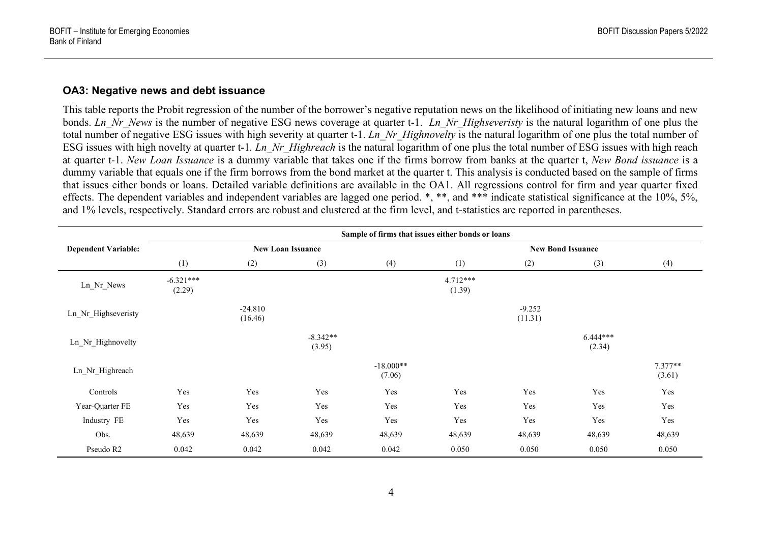### OA3: Negative news and debt issuance

This table reports the Probit regression of the number of the borrower's negative reputation news on the likelihood of initiating new loans and new bonds. *Ln_Nr_News* is the number of negative ESG news coverage at quarter t-1. *Ln_Nr_Highseveristy* is the natural logarithm of one plus the total number of negative ESG issues with high severity at quarter t-1. *Ln_Nr_Highnovelty* is the natural logarithm of one plus the total number of ESG issues with high novelty at quarter t-1. *Ln_Nr_Highreach* is the natural logarithm of one plus the total number of ESG issues with high reach at quarter t-1. *New Loan Issuance* is a dummy variable that takes one if the firms borrow from banks at the quarter t, *New Bond issuance* is a dummy variable that equals one if the firm borrows from the bond market at the quarter t. This analysis is conducted based on the sample of firms that issues either bonds or loans. Detailed variable definitions are available in the OA1. All regressions control for firm and year quarter fixed effects. The dependent variables and independent variables are lagged one period. *, **, and *** indicate statistical significance at the 10%, 5%, and 1% levels, respectively. Standard errors are robust and clustered at the firm level, and t-statistics are reported in parentheses.

| | Sample of firms that issues either bonds or loans | | | | | | | |
|---|---|---|---|---|---|---|---|---|
| **Dependent Variable:** | **New Loan Issuance** | | | | **New Bond Issuance** | | | |
| | (1) | (2) | (3) | (4) | (1) | (2) | (3) | (4) |
| Ln_Nr_News | -6.321***<br>(2.29) | | | | 4.712***<br>(1.39) | | | |
| Ln_Nr_Highseveristy | | -24.810<br>(16.46) | | | | -9.252<br>(11.31) | | |
| Ln_Nr_Highnovelty | | | -8.342**<br>(3.95) | | | | 6.444***<br>(2.34) | |
| Ln_Nr_Highreach | | | | -18.000**<br>(7.06) | | | | 7.377**<br>(3.61) |
| Controls | Yes | Yes | Yes | Yes | Yes | Yes | Yes | Yes |
| Year-Quarter FE | Yes | Yes | Yes | Yes | Yes | Yes | Yes | Yes |
| Industry FE | Yes | Yes | Yes | Yes | Yes | Yes | Yes | Yes |
| Obs. | 48,639 | 48,639 | 48,639 | 48,639 | 48,639 | 48,639 | 48,639 | 48,639 |
| Pseudo R2 | 0.042 | 0.042 | 0.042 | 0.042 | 0.050 | 0.050 | 0.050 | 0.050 |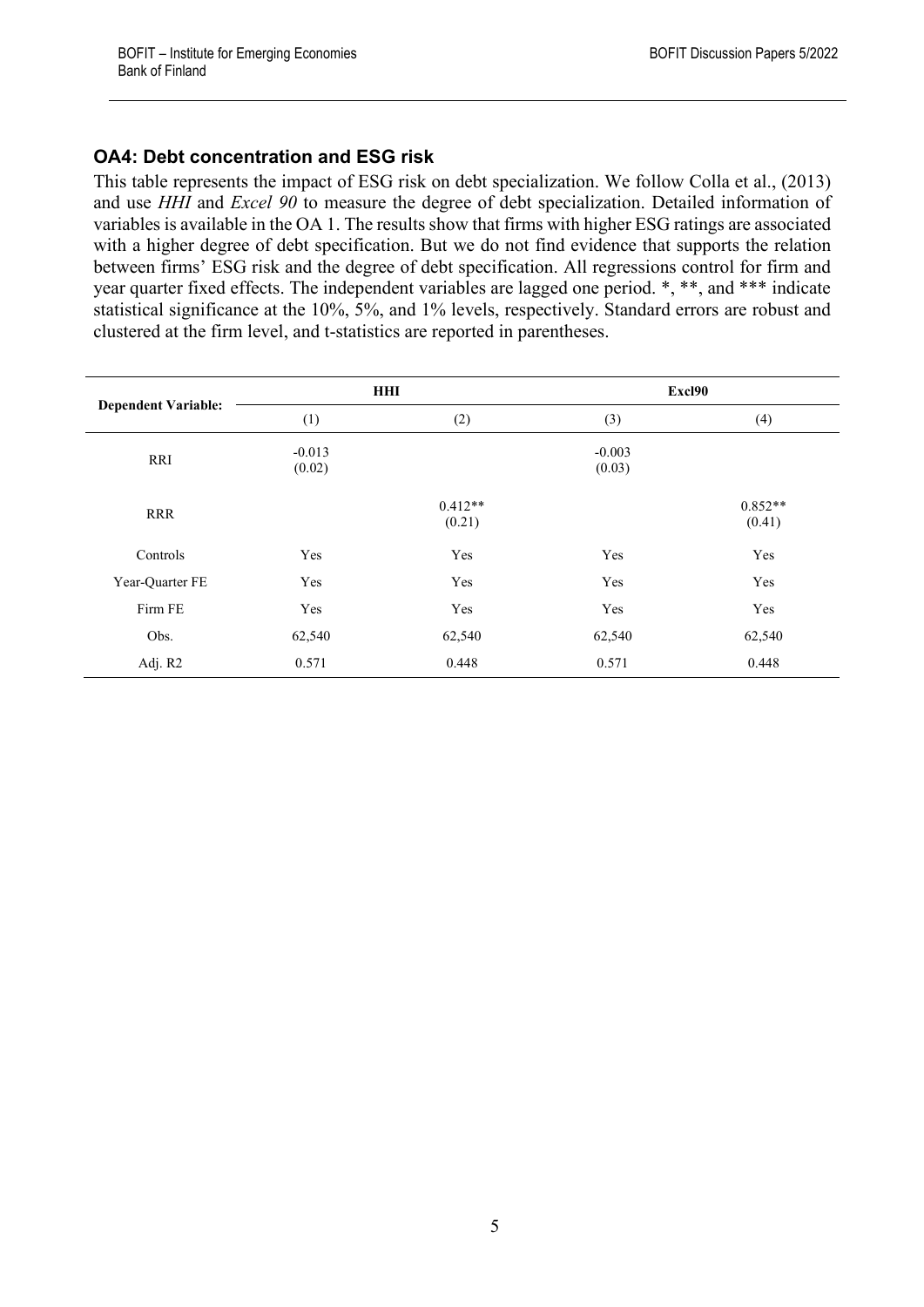### OA4: Debt concentration and ESG risk

This table represents the impact of ESG risk on debt specialization. We follow Colla et al., (2013) and use *HHI* and *Excel 90* to measure the degree of debt specialization. Detailed information of variables is available in the OA 1. The results show that firms with higher ESG ratings are associated with a higher degree of debt specification. But we do not find evidence that supports the relation between firms' ESG risk and the degree of debt specification. All regressions control for firm and year quarter fixed effects. The independent variables are lagged one period. *, **, and *** indicate statistical significance at the 10%, 5%, and 1% levels, respectively. Standard errors are robust and clustered at the firm level, and t-statistics are reported in parentheses.

| **Dependent Variable:** | **HHI** | | **Excl90** | |
|---|---|---|---|---|
| | (1) | (2) | (3) | (4) |
| RRI | -0.013<br>(0.02) | | -0.003<br>(0.03) | |
| RRR | | 0.412**<br>(0.21) | | 0.852**<br>(0.41) |
| Controls | Yes | Yes | Yes | Yes |
| Year-Quarter FE | Yes | Yes | Yes | Yes |
| Firm FE | Yes | Yes | Yes | Yes |
| Obs. | 62,540 | 62,540 | 62,540 | 62,540 |
| Adj. R2 | 0.571 | 0.448 | 0.571 | 0.448 |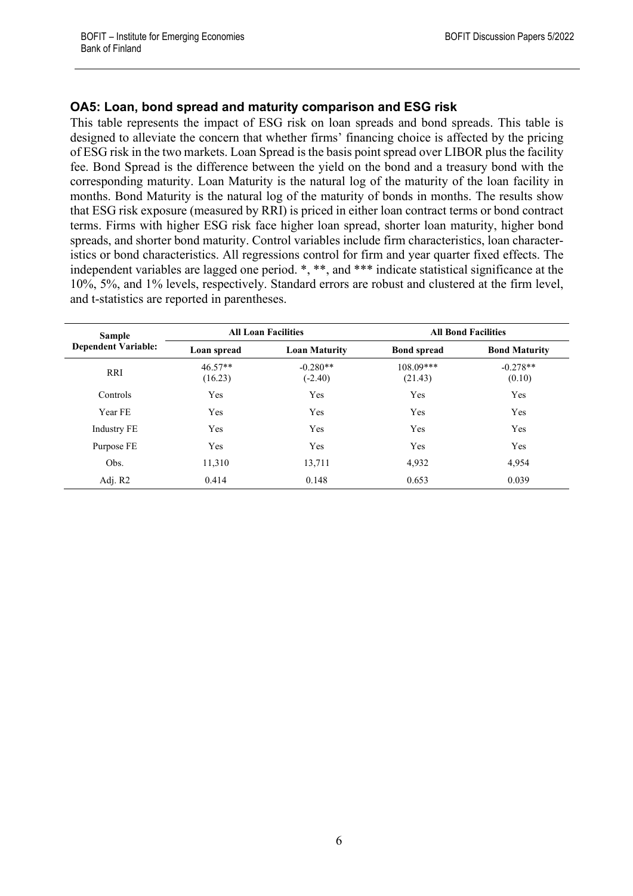### OA5: Loan, bond spread and maturity comparison and ESG risk

This table represents the impact of ESG risk on loan spreads and bond spreads. This table is designed to alleviate the concern that whether firms' financing choice is affected by the pricing of ESG risk in the two markets. Loan Spread is the basis point spread over LIBOR plus the facility fee. Bond Spread is the difference between the yield on the bond and a treasury bond with the corresponding maturity. Loan Maturity is the natural log of the maturity of the loan facility in months. Bond Maturity is the natural log of the maturity of bonds in months. The results show that ESG risk exposure (measured by RRI) is priced in either loan contract terms or bond contract terms. Firms with higher ESG risk face higher loan spread, shorter loan maturity, higher bond spreads, and shorter bond maturity. Control variables include firm characteristics, loan characteristics or bond characteristics. All regressions control for firm and year quarter fixed effects. The independent variables are lagged one period. *, **, and *** indicate statistical significance at the 10%, 5%, and 1% levels, respectively. Standard errors are robust and clustered at the firm level, and t-statistics are reported in parentheses.

| Sample | All Loan Facilities | | All Bond Facilities | |
|---|---|---|---|---|
| **Dependent Variable:** | **Loan spread** | **Loan Maturity** | **Bond spread** | **Bond Maturity** |
| RRI | 46.57**<br>(16.23) | -0.280**<br>(-2.40) | 108.09***<br>(21.43) | -0.278**<br>(0.10) |
| Controls | Yes | Yes | Yes | Yes |
| Year FE | Yes | Yes | Yes | Yes |
| Industry FE | Yes | Yes | Yes | Yes |
| Purpose FE | Yes | Yes | Yes | Yes |
| Obs. | 11,310 | 13,711 | 4,932 | 4,954 |
| Adj. R2 | 0.414 | 0.148 | 0.653 | 0.039 |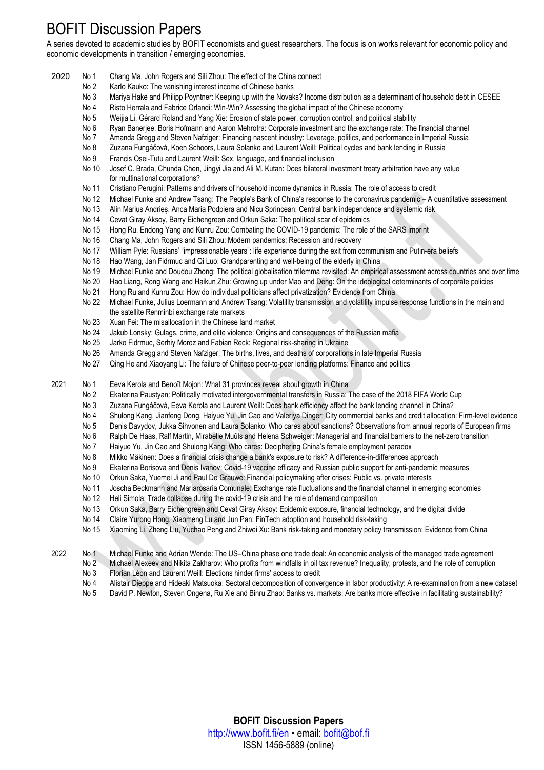# BOFIT Discussion Papers

A series devoted to academic studies by BOFIT economists and guest researchers. The focus is on works relevant for economic policy and economic developments in transition / emerging economies.

**2020**

- No 1 Chang Ma, John Rogers and Sili Zhou: The effect of the China connect
- No 2 Karlo Kauko: The vanishing interest income of Chinese banks
- No 3 Mariya Hake and Philipp Poyntner: Keeping up with the Novaks? Income distribution as a determinant of household debt in CESEE
- No 4 Risto Herrala and Fabrice Orlandi: Win-Win? Assessing the global impact of the Chinese economy
- No 5 Weijia Li, Gérard Roland and Yang Xie: Erosion of state power, corruption control, and political stability
- No 6 Ryan Banerjee, Boris Hofmann and Aaron Mehrotra: Corporate investment and the exchange rate: The financial channel
- No 7 Amanda Gregg and Steven Nafziger: Financing nascent industry: Leverage, politics, and performance in Imperial Russia
- No 8 Zuzana Fungáčová, Koen Schoors, Laura Solanko and Laurent Weill: Political cycles and bank lending in Russia
- No 9 Francis Osei-Tutu and Laurent Weill: Sex, language, and financial inclusion
- No 10 Josef C. Brada, Chunda Chen, Jingyi Jia and Ali M. Kutan: Does bilateral investment treaty arbitration have any value for multinational corporations?
- No 11 Cristiano Perugini: Patterns and drivers of household income dynamics in Russia: The role of access to credit
- No 12 Michael Funke and Andrew Tsang: The People's Bank of China's response to the coronavirus pandemic – A quantitative assessment
- No 13 Alin Marius Andrieș, Anca Maria Podpiera and Nicu Sprincean: Central bank independence and systemic risk
- No 14 Cevat Giray Aksoy, Barry Eichengreen and Orkun Saka: The political scar of epidemics
- No 15 Hong Ru, Endong Yang and Kunru Zou: Combating the COVID-19 pandemic: The role of the SARS imprint
- No 16 Chang Ma, John Rogers and Sili Zhou: Modern pandemics: Recession and recovery
- No 17 William Pyle: Russians' "impressionable years": life experience during the exit from communism and Putin-era beliefs
- No 18 Hao Wang, Jan Fidrmuc and Qi Luo: Grandparenting and well-being of the elderly in China
- No 19 Michael Funke and Doudou Zhong: The political globalisation trilemma revisited: An empirical assessment across countries and over time
- No 20 Hao Liang, Rong Wang and Haikun Zhu: Growing up under Mao and Deng: On the ideological determinants of corporate policies
- No 21 Hong Ru and Kunru Zou: How do individual politicians affect privatization? Evidence from China
- No 22 Michael Funke, Julius Loermann and Andrew Tsang: Volatility transmission and volatility impulse response functions in the main and the satellite Renminbi exchange rate markets
- No 23 Xuan Fei: The misallocation in the Chinese land market
- No 24 Jakub Lonsky: Gulags, crime, and elite violence: Origins and consequences of the Russian mafia
- No 25 Jarko Fidrmuc, Serhiy Moroz and Fabian Reck: Regional risk-sharing in Ukraine
- No 26 Amanda Gregg and Steven Nafziger: The births, lives, and deaths of corporations in late Imperial Russia
- No 27 Qing He and Xiaoyang Li: The failure of Chinese peer-to-peer lending platforms: Finance and politics

**2021**

- No 1 Eeva Kerola and Benoît Mojon: What 31 provinces reveal about growth in China
- No 2 Ekaterina Paustyan: Politically motivated intergovernmental transfers in Russia: The case of the 2018 FIFA World Cup
- No 3 Zuzana Fungáčová, Eeva Kerola and Laurent Weill: Does bank efficiency affect the bank lending channel in China?
- No 4 Shulong Kang, Jianfeng Dong, Haiyue Yu, Jin Cao and Valeriya Dinger: City commercial banks and credit allocation: Firm-level evidence
- No 5 Denis Davydov, Jukka Sihvonen and Laura Solanko: Who cares about sanctions? Observations from annual reports of European firms
- No 6 Ralph De Haas, Ralf Martin, Mirabelle Muûls and Helena Schweiger: Managerial and financial barriers to the net-zero transition
- No 7 Haiyue Yu, Jin Cao and Shulong Kang: Who cares: Deciphering China's female employment paradox
- No 8 Mikko Mäkinen: Does a financial crisis change a bank's exposure to risk? A difference-in-differences approach
- No 9 Ekaterina Borisova and Denis Ivanov: Covid-19 vaccine efficacy and Russian public support for anti-pandemic measures
- No 10 Orkun Saka, Yuemei Ji and Paul De Grauwe: Financial policymaking after crises: Public vs. private interests
- No 11 Joscha Beckmann and Mariarosaria Comunale: Exchange rate fluctuations and the financial channel in emerging economies
- No 12 Heli Simola: Trade collapse during the covid-19 crisis and the role of demand composition
- No 13 Orkun Saka, Barry Eichengreen and Cevat Giray Aksoy: Epidemic exposure, financial technology, and the digital divide
- No 14 Claire Yurong Hong, Xiaomeng Lu and Jun Pan: FinTech adoption and household risk-taking
- No 15 Xiaoming Li, Zheng Liu, Yuchao Peng and Zhiwei Xu: Bank risk-taking and monetary policy transmission: Evidence from China

**2022**

- No 1 Michael Funke and Adrian Wende: The US–China phase one trade deal: An economic analysis of the managed trade agreement
- No 2 Michael Alexeev and Nikita Zakharov: Who profits from windfalls in oil tax revenue? Inequality, protests, and the role of corruption
- No 3 Florian Léon and Laurent Weill: Elections hinder firms' access to credit
- No 4 Alistair Dieppe and Hideaki Matsuoka: Sectoral decomposition of convergence in labor productivity: A re-examination from a new dataset
- No 5 David P. Newton, Steven Ongena, Ru Xie and Binru Zhao: Banks vs. markets: Are banks more effective in facilitating sustainability?

**BOFIT Discussion Papers**
http://www.bofit.fi/en • email: bofit@bof.fi
ISSN 1456-5889 (online)